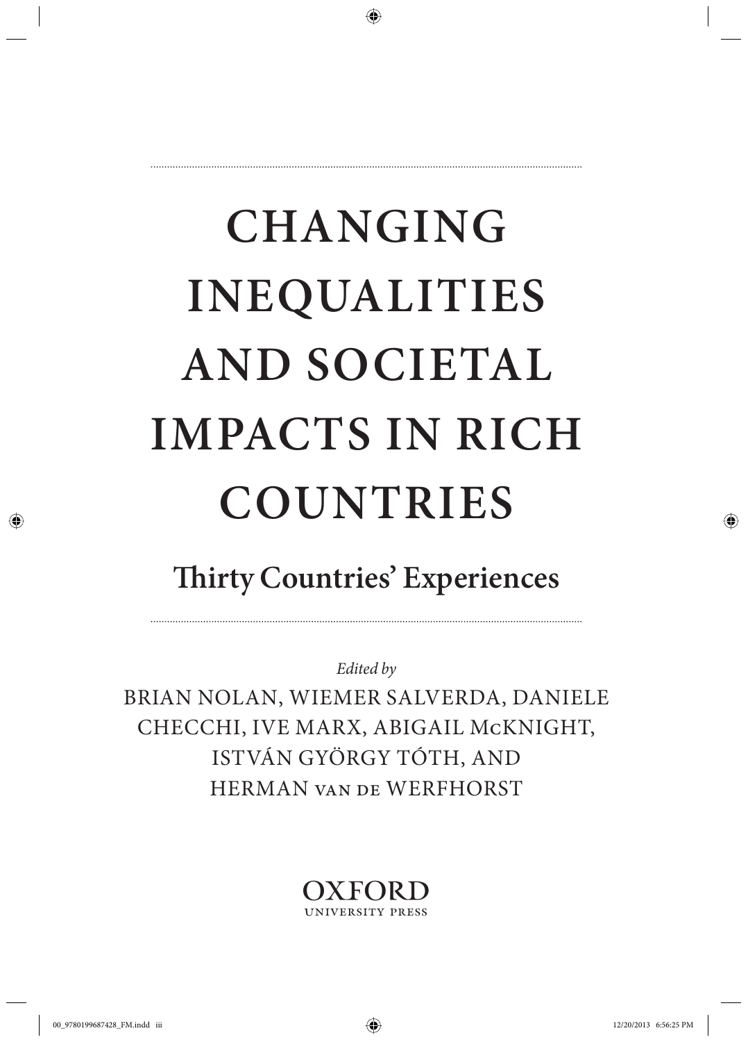# CHANGING INEQUALITIES AND SOCIETAL IMPACTS IN RICH COUNTRIES

## Thirty Countries' Experiences

*Edited by*

BRIAN NOLAN, WIEMER SALVERDA, DANIELE CHECCHI, IVE MARX, ABIGAIL McKNIGHT, ISTVÁN GYÖRGY TÓTH, AND HERMAN VAN DE WERFHORST

OXFORD
UNIVERSITY PRESS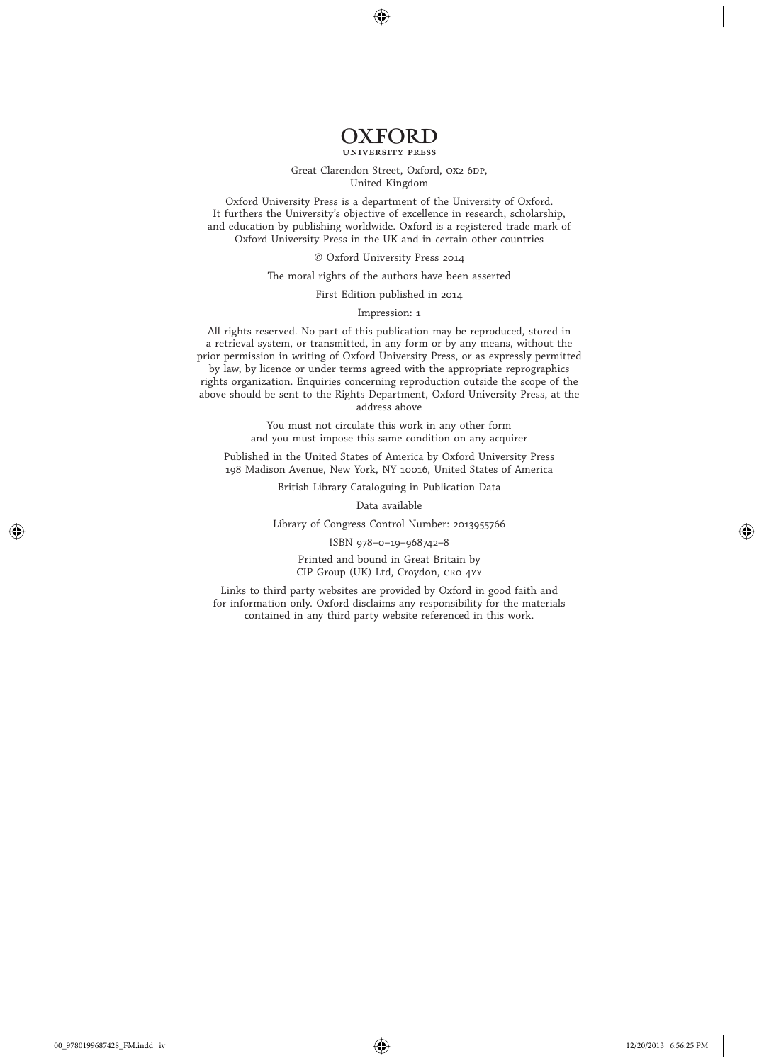# OXFORD
UNIVERSITY PRESS

Great Clarendon Street, Oxford, OX2 6DP,
United Kingdom

Oxford University Press is a department of the University of Oxford.
It furthers the University's objective of excellence in research, scholarship,
and education by publishing worldwide. Oxford is a registered trade mark of
Oxford University Press in the UK and in certain other countries

© Oxford University Press 2014

The moral rights of the authors have been asserted

First Edition published in 2014

Impression: 1

All rights reserved. No part of this publication may be reproduced, stored in
a retrieval system, or transmitted, in any form or by any means, without the
prior permission in writing of Oxford University Press, or as expressly permitted
by law, by licence or under terms agreed with the appropriate reprographics
rights organization. Enquiries concerning reproduction outside the scope of the
above should be sent to the Rights Department, Oxford University Press, at the
address above

You must not circulate this work in any other form
and you must impose this same condition on any acquirer

Published in the United States of America by Oxford University Press
198 Madison Avenue, New York, NY 10016, United States of America

British Library Cataloguing in Publication Data

Data available

Library of Congress Control Number: 2013955766

ISBN 978–0–19–968742–8

Printed and bound in Great Britain by
CIP Group (UK) Ltd, Croydon, CR0 4YY

Links to third party websites are provided by Oxford in good faith and
for information only. Oxford disclaims any responsibility for the materials
contained in any third party website referenced in this work.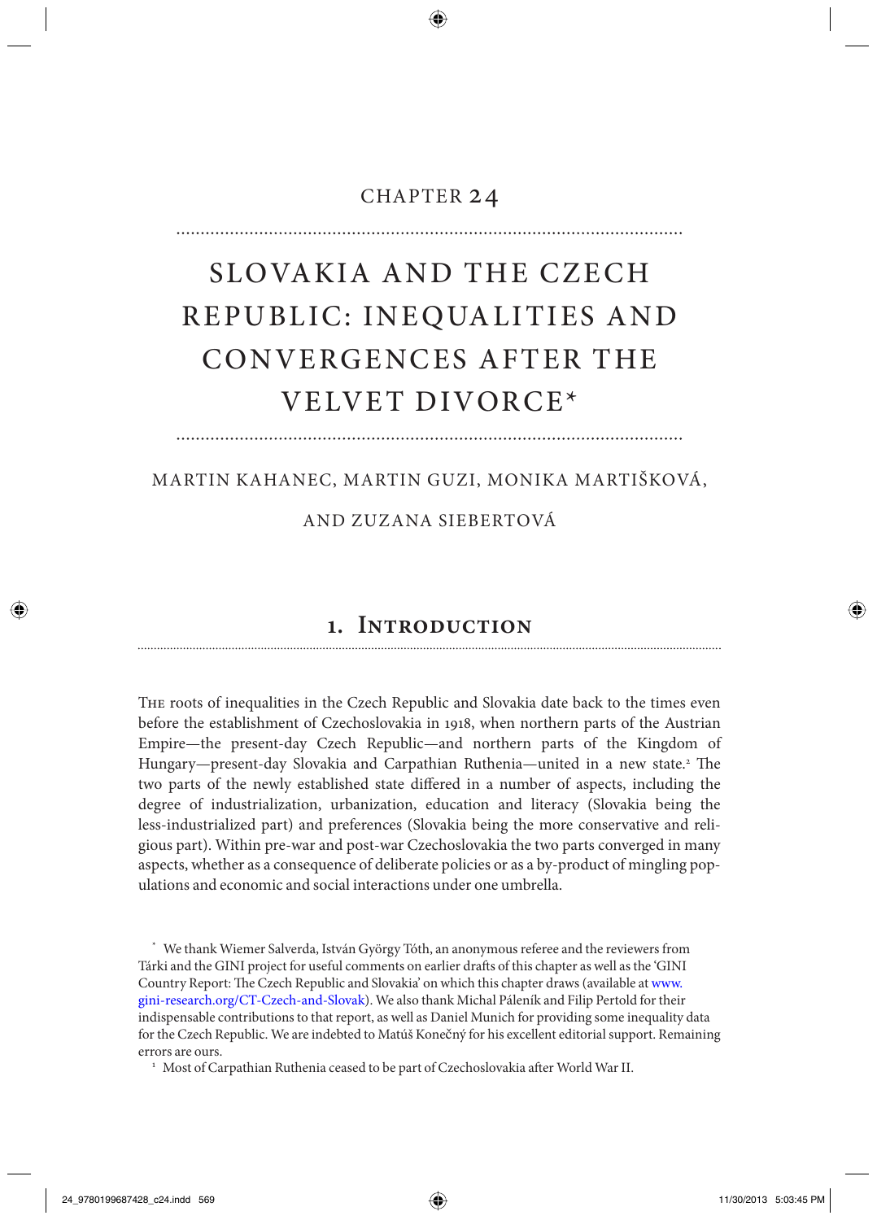CHAPTER 24

# SLOVAKIA AND THE CZECH REPUBLIC: INEQUALITIES AND CONVERGENCES AFTER THE VELVET DIVORCE*

MARTIN KAHANEC, MARTIN GUZI, MONIKA MARTIŠKOVÁ, AND ZUZANA SIEBERTOVÁ

## 1. Introduction

The roots of inequalities in the Czech Republic and Slovakia date back to the times even before the establishment of Czechoslovakia in 1918, when northern parts of the Austrian Empire—the present-day Czech Republic—and northern parts of the Kingdom of Hungary—present-day Slovakia and Carpathian Ruthenia—united in a new state.[1] The two parts of the newly established state differed in a number of aspects, including the degree of industrialization, urbanization, education and literacy (Slovakia being the less-industrialized part) and preferences (Slovakia being the more conservative and religious part). Within pre-war and post-war Czechoslovakia the two parts converged in many aspects, whether as a consequence of deliberate policies or as a by-product of mingling populations and economic and social interactions under one umbrella.

* We thank Wiemer Salverda, István György Tóth, an anonymous referee and the reviewers from Tárki and the GINI project for useful comments on earlier drafts of this chapter as well as the 'GINI Country Report: The Czech Republic and Slovakia' on which this chapter draws (available at www.gini-research.org/CT-Czech-and-Slovak). We also thank Michal Páleník and Filip Pertold for their indispensable contributions to that report, as well as Daniel Munich for providing some inequality data for the Czech Republic. We are indebted to Matúš Konečný for his excellent editorial support. Remaining errors are ours.

[1] Most of Carpathian Ruthenia ceased to be part of Czechoslovakia after World War II.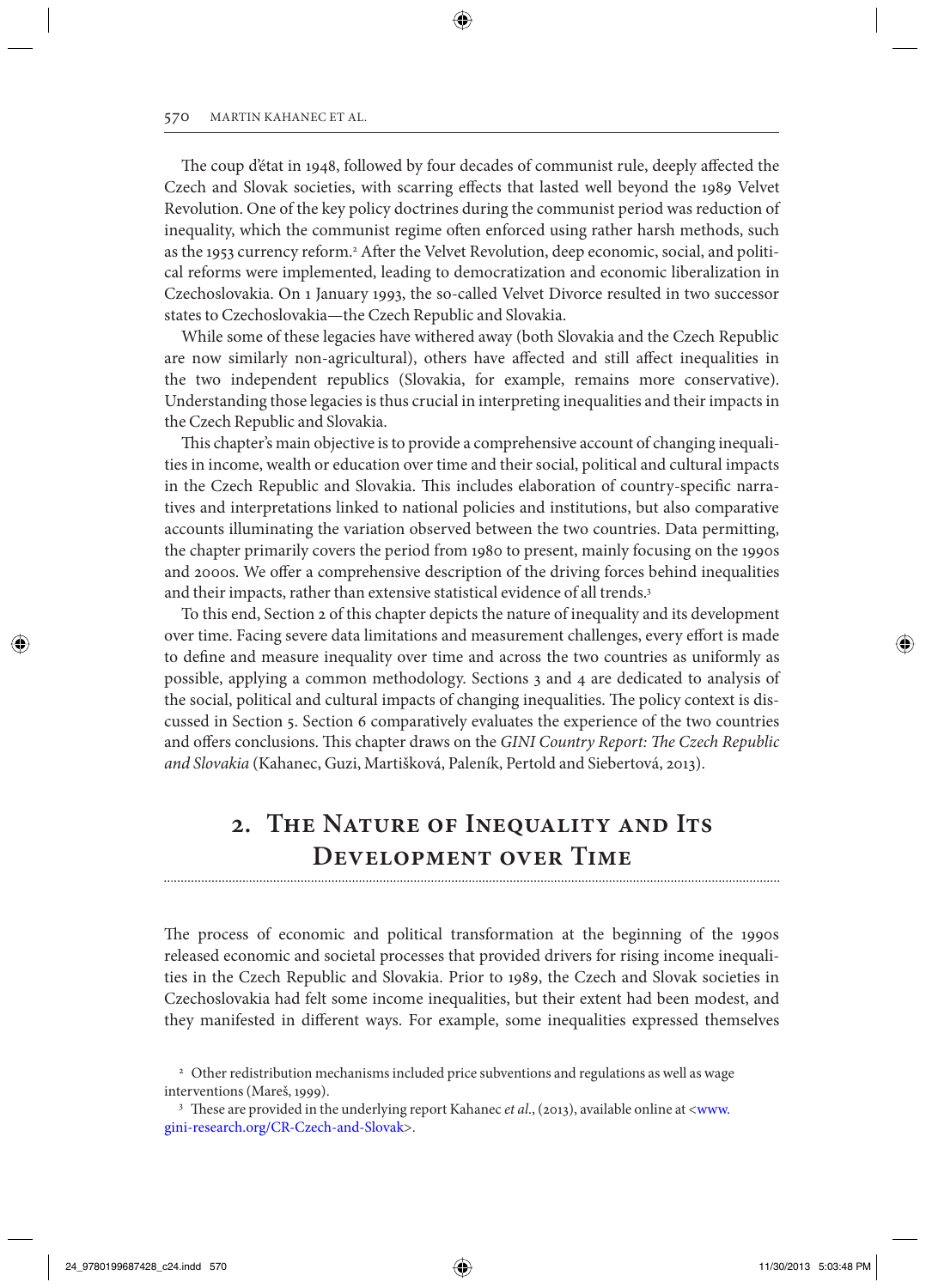The coup d'état in 1948, followed by four decades of communist rule, deeply affected the Czech and Slovak societies, with scarring effects that lasted well beyond the 1989 Velvet Revolution. One of the key policy doctrines during the communist period was reduction of inequality, which the communist regime often enforced using rather harsh methods, such as the 1953 currency reform.[2] After the Velvet Revolution, deep economic, social, and political reforms were implemented, leading to democratization and economic liberalization in Czechoslovakia. On 1 January 1993, the so-called Velvet Divorce resulted in two successor states to Czechoslovakia—the Czech Republic and Slovakia.

While some of these legacies have withered away (both Slovakia and the Czech Republic are now similarly non-agricultural), others have affected and still affect inequalities in the two independent republics (Slovakia, for example, remains more conservative). Understanding those legacies is thus crucial in interpreting inequalities and their impacts in the Czech Republic and Slovakia.

This chapter's main objective is to provide a comprehensive account of changing inequalities in income, wealth or education over time and their social, political and cultural impacts in the Czech Republic and Slovakia. This includes elaboration of country-specific narratives and interpretations linked to national policies and institutions, but also comparative accounts illuminating the variation observed between the two countries. Data permitting, the chapter primarily covers the period from 1980 to present, mainly focusing on the 1990s and 2000s. We offer a comprehensive description of the driving forces behind inequalities and their impacts, rather than extensive statistical evidence of all trends.[3]

To this end, Section 2 of this chapter depicts the nature of inequality and its development over time. Facing severe data limitations and measurement challenges, every effort is made to define and measure inequality over time and across the two countries as uniformly as possible, applying a common methodology. Sections 3 and 4 are dedicated to analysis of the social, political and cultural impacts of changing inequalities. The policy context is discussed in Section 5. Section 6 comparatively evaluates the experience of the two countries and offers conclusions. This chapter draws on the *GINI Country Report: The Czech Republic and Slovakia* (Kahanec, Guzi, Martišková, Paleník, Pertold and Siebertová, 2013).

## 2. The Nature of Inequality and Its Development over Time

The process of economic and political transformation at the beginning of the 1990s released economic and societal processes that provided drivers for rising income inequalities in the Czech Republic and Slovakia. Prior to 1989, the Czech and Slovak societies in Czechoslovakia had felt some income inequalities, but their extent had been modest, and they manifested in different ways. For example, some inequalities expressed themselves

[2] Other redistribution mechanisms included price subventions and regulations as well as wage interventions (Mareš, 1999).

[3] These are provided in the underlying report Kahanec *et al.*, (2013), available online at <www.gini-research.org/CR-Czech-and-Slovak>.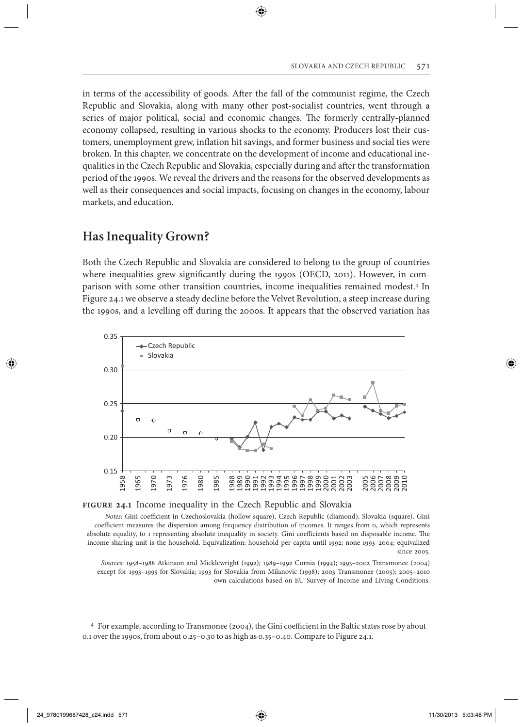in terms of the accessibility of goods. After the fall of the communist regime, the Czech Republic and Slovakia, along with many other post-socialist countries, went through a series of major political, social and economic changes. The formerly centrally-planned economy collapsed, resulting in various shocks to the economy. Producers lost their customers, unemployment grew, inflation hit savings, and former business and social ties were broken. In this chapter, we concentrate on the development of income and educational inequalities in the Czech Republic and Slovakia, especially during and after the transformation period of the 1990s. We reveal the drivers and the reasons for the observed developments as well as their consequences and social impacts, focusing on changes in the economy, labour markets, and education.

## Has Inequality Grown?

Both the Czech Republic and Slovakia are considered to belong to the group of countries where inequalities grew significantly during the 1990s (OECD, 2011). However, in comparison with some other transition countries, income inequalities remained modest.[4] In Figure 24.1 we observe a steady decline before the Velvet Revolution, a steep increase during the 1990s, and a levelling off during the 2000s. It appears that the observed variation has

**FIGURE 24.1** Income inequality in the Czech Republic and Slovakia

*Notes*: Gini coefficient in Czechoslovakia (hollow square), Czech Republic (diamond), Slovakia (square). Gini coefficient measures the dispersion among frequency distribution of incomes. It ranges from 0, which represents absolute equality, to 1 representing absolute inequality in society. Gini coefficients based on disposable income. The income sharing unit is the household. Equivalization: household per capita until 1992; none 1993–2004; equivalized since 2005.

*Sources*: 1958–1988 Atkinson and Micklewright (1992); 1989–1992 Cornia (1994); 1993–2002 Transmonee (2004) except for 1993–1995 for Slovakia; 1993 for Slovakia from Milanovic (1998); 2003 Transmonee (2005); 2005–2010 own calculations based on EU Survey of Income and Living Conditions.

[4] For example, according to Transmonee (2004), the Gini coefficient in the Baltic states rose by about 0.1 over the 1990s, from about 0.25–0.30 to as high as 0.35–0.40. Compare to Figure 24.1.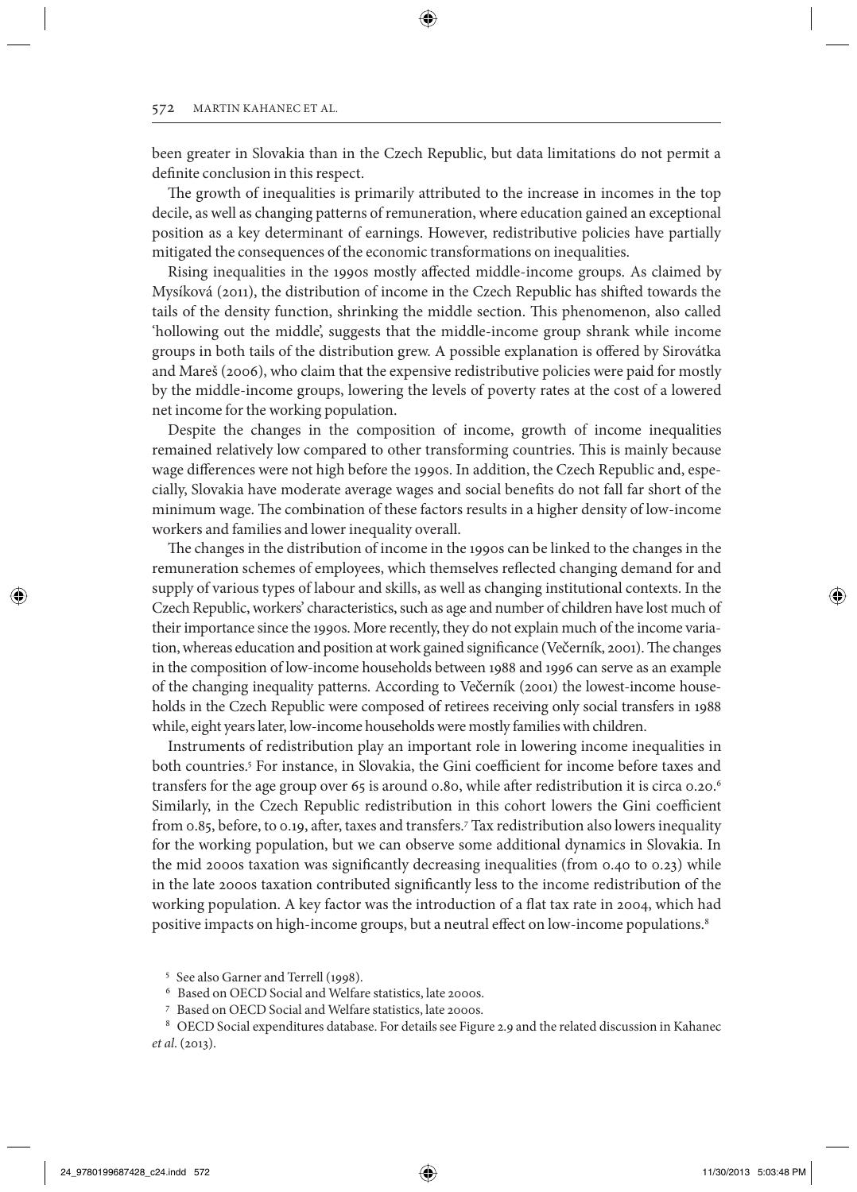been greater in Slovakia than in the Czech Republic, but data limitations do not permit a definite conclusion in this respect.

The growth of inequalities is primarily attributed to the increase in incomes in the top decile, as well as changing patterns of remuneration, where education gained an exceptional position as a key determinant of earnings. However, redistributive policies have partially mitigated the consequences of the economic transformations on inequalities.

Rising inequalities in the 1990s mostly affected middle-income groups. As claimed by Mysíková (2011), the distribution of income in the Czech Republic has shifted towards the tails of the density function, shrinking the middle section. This phenomenon, also called 'hollowing out the middle', suggests that the middle-income group shrank while income groups in both tails of the distribution grew. A possible explanation is offered by Sirovátka and Mareš (2006), who claim that the expensive redistributive policies were paid for mostly by the middle-income groups, lowering the levels of poverty rates at the cost of a lowered net income for the working population.

Despite the changes in the composition of income, growth of income inequalities remained relatively low compared to other transforming countries. This is mainly because wage differences were not high before the 1990s. In addition, the Czech Republic and, especially, Slovakia have moderate average wages and social benefits do not fall far short of the minimum wage. The combination of these factors results in a higher density of low-income workers and families and lower inequality overall.

The changes in the distribution of income in the 1990s can be linked to the changes in the remuneration schemes of employees, which themselves reflected changing demand for and supply of various types of labour and skills, as well as changing institutional contexts. In the Czech Republic, workers' characteristics, such as age and number of children have lost much of their importance since the 1990s. More recently, they do not explain much of the income variation, whereas education and position at work gained significance (Večerník, 2001). The changes in the composition of low-income households between 1988 and 1996 can serve as an example of the changing inequality patterns. According to Večerník (2001) the lowest-income households in the Czech Republic were composed of retirees receiving only social transfers in 1988 while, eight years later, low-income households were mostly families with children.

Instruments of redistribution play an important role in lowering income inequalities in both countries.[5] For instance, in Slovakia, the Gini coefficient for income before taxes and transfers for the age group over 65 is around 0.80, while after redistribution it is circa 0.20.[6] Similarly, in the Czech Republic redistribution in this cohort lowers the Gini coefficient from 0.85, before, to 0.19, after, taxes and transfers.[7] Tax redistribution also lowers inequality for the working population, but we can observe some additional dynamics in Slovakia. In the mid 2000s taxation was significantly decreasing inequalities (from 0.40 to 0.23) while in the late 2000s taxation contributed significantly less to the income redistribution of the working population. A key factor was the introduction of a flat tax rate in 2004, which had positive impacts on high-income groups, but a neutral effect on low-income populations.[8]

[5] See also Garner and Terrell (1998).

[6] Based on OECD Social and Welfare statistics, late 2000s.

[7] Based on OECD Social and Welfare statistics, late 2000s.

[8] OECD Social expenditures database. For details see Figure 2.9 and the related discussion in Kahanec *et al*. (2013).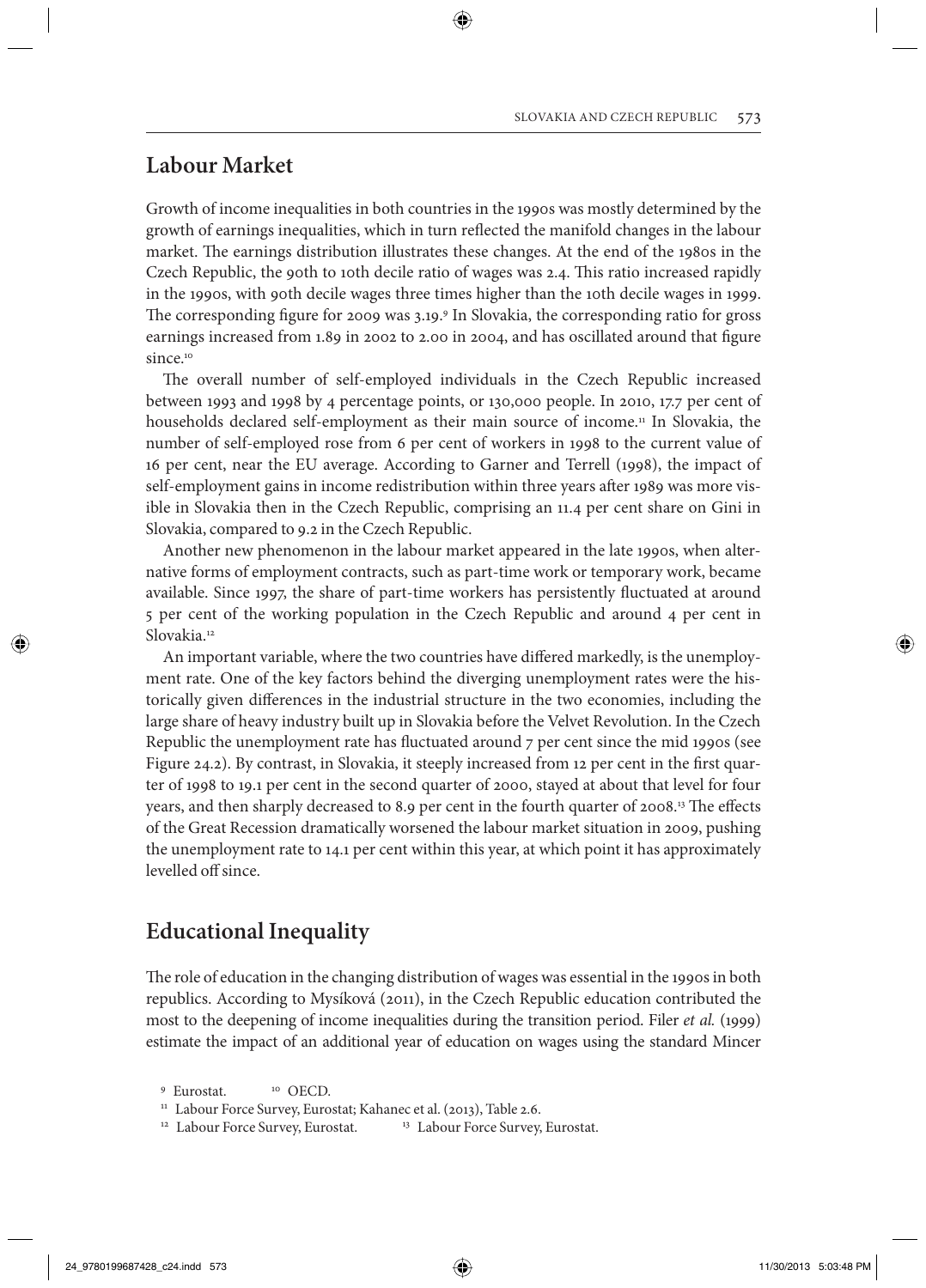## Labour Market

Growth of income inequalities in both countries in the 1990s was mostly determined by the growth of earnings inequalities, which in turn reflected the manifold changes in the labour market. The earnings distribution illustrates these changes. At the end of the 1980s in the Czech Republic, the 90th to 10th decile ratio of wages was 2.4. This ratio increased rapidly in the 1990s, with 90th decile wages three times higher than the 10th decile wages in 1999. The corresponding figure for 2009 was 3.19.[9] In Slovakia, the corresponding ratio for gross earnings increased from 1.89 in 2002 to 2.00 in 2004, and has oscillated around that figure since.[10]

The overall number of self-employed individuals in the Czech Republic increased between 1993 and 1998 by 4 percentage points, or 130,000 people. In 2010, 17.7 per cent of households declared self-employment as their main source of income.[11] In Slovakia, the number of self-employed rose from 6 per cent of workers in 1998 to the current value of 16 per cent, near the EU average. According to Garner and Terrell (1998), the impact of self-employment gains in income redistribution within three years after 1989 was more visible in Slovakia then in the Czech Republic, comprising an 11.4 per cent share on Gini in Slovakia, compared to 9.2 in the Czech Republic.

Another new phenomenon in the labour market appeared in the late 1990s, when alternative forms of employment contracts, such as part-time work or temporary work, became available. Since 1997, the share of part-time workers has persistently fluctuated at around 5 per cent of the working population in the Czech Republic and around 4 per cent in Slovakia.[12]

An important variable, where the two countries have differed markedly, is the unemployment rate. One of the key factors behind the diverging unemployment rates were the historically given differences in the industrial structure in the two economies, including the large share of heavy industry built up in Slovakia before the Velvet Revolution. In the Czech Republic the unemployment rate has fluctuated around 7 per cent since the mid 1990s (see Figure 24.2). By contrast, in Slovakia, it steeply increased from 12 per cent in the first quarter of 1998 to 19.1 per cent in the second quarter of 2000, stayed at about that level for four years, and then sharply decreased to 8.9 per cent in the fourth quarter of 2008.[13] The effects of the Great Recession dramatically worsened the labour market situation in 2009, pushing the unemployment rate to 14.1 per cent within this year, at which point it has approximately levelled off since.

## Educational Inequality

The role of education in the changing distribution of wages was essential in the 1990s in both republics. According to Mysíková (2011), in the Czech Republic education contributed the most to the deepening of income inequalities during the transition period. Filer *et al.* (1999) estimate the impact of an additional year of education on wages using the standard Mincer

[9] Eurostat. [10] OECD.

[11] Labour Force Survey, Eurostat; Kahanec et al. (2013), Table 2.6.

[12] Labour Force Survey, Eurostat. [13] Labour Force Survey, Eurostat.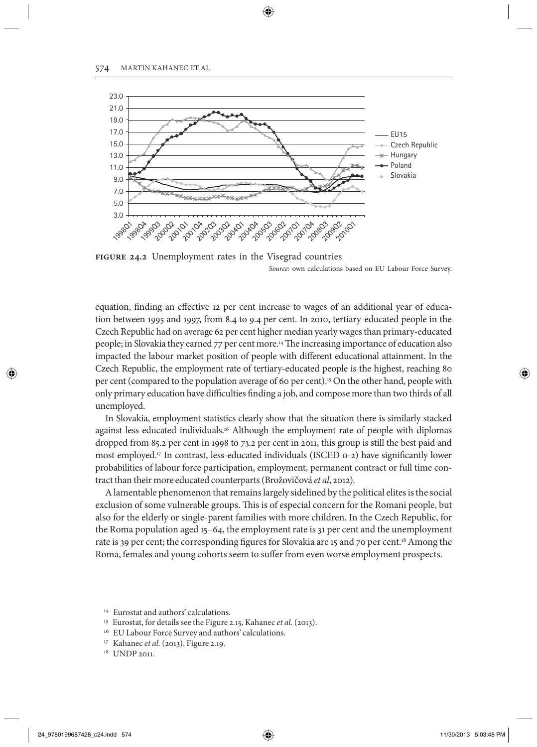**FIGURE 24.2** Unemployment rates in the Visegrad countries

*Source:* own calculations based on EU Labour Force Survey.

equation, finding an effective 12 per cent increase to wages of an additional year of education between 1995 and 1997, from 8.4 to 9.4 per cent. In 2010, tertiary-educated people in the Czech Republic had on average 62 per cent higher median yearly wages than primary-educated people; in Slovakia they earned 77 per cent more.[14] The increasing importance of education also impacted the labour market position of people with different educational attainment. In the Czech Republic, the employment rate of tertiary-educated people is the highest, reaching 80 per cent (compared to the population average of 60 per cent).[15] On the other hand, people with only primary education have difficulties finding a job, and compose more than two thirds of all unemployed.

In Slovakia, employment statistics clearly show that the situation there is similarly stacked against less-educated individuals.[16] Although the employment rate of people with diplomas dropped from 85.2 per cent in 1998 to 73.2 per cent in 2011, this group is still the best paid and most employed.[17] In contrast, less-educated individuals (ISCED 0-2) have significantly lower probabilities of labour force participation, employment, permanent contract or full time contract than their more educated counterparts (Brožovičová *et al*, 2012).

A lamentable phenomenon that remains largely sidelined by the political elites is the social exclusion of some vulnerable groups. This is of especial concern for the Romani people, but also for the elderly or single-parent families with more children. In the Czech Republic, for the Roma population aged 15–64, the employment rate is 31 per cent and the unemployment rate is 39 per cent; the corresponding figures for Slovakia are 15 and 70 per cent.[18] Among the Roma, females and young cohorts seem to suffer from even worse employment prospects.

[14] Eurostat and authors' calculations.

[15] Eurostat, for details see the Figure 2.15, Kahanec *et al.* (2013).

[16] EU Labour Force Survey and authors' calculations.

[17] Kahanec *et al.* (2013), Figure 2.19.

[18] UNDP 2011.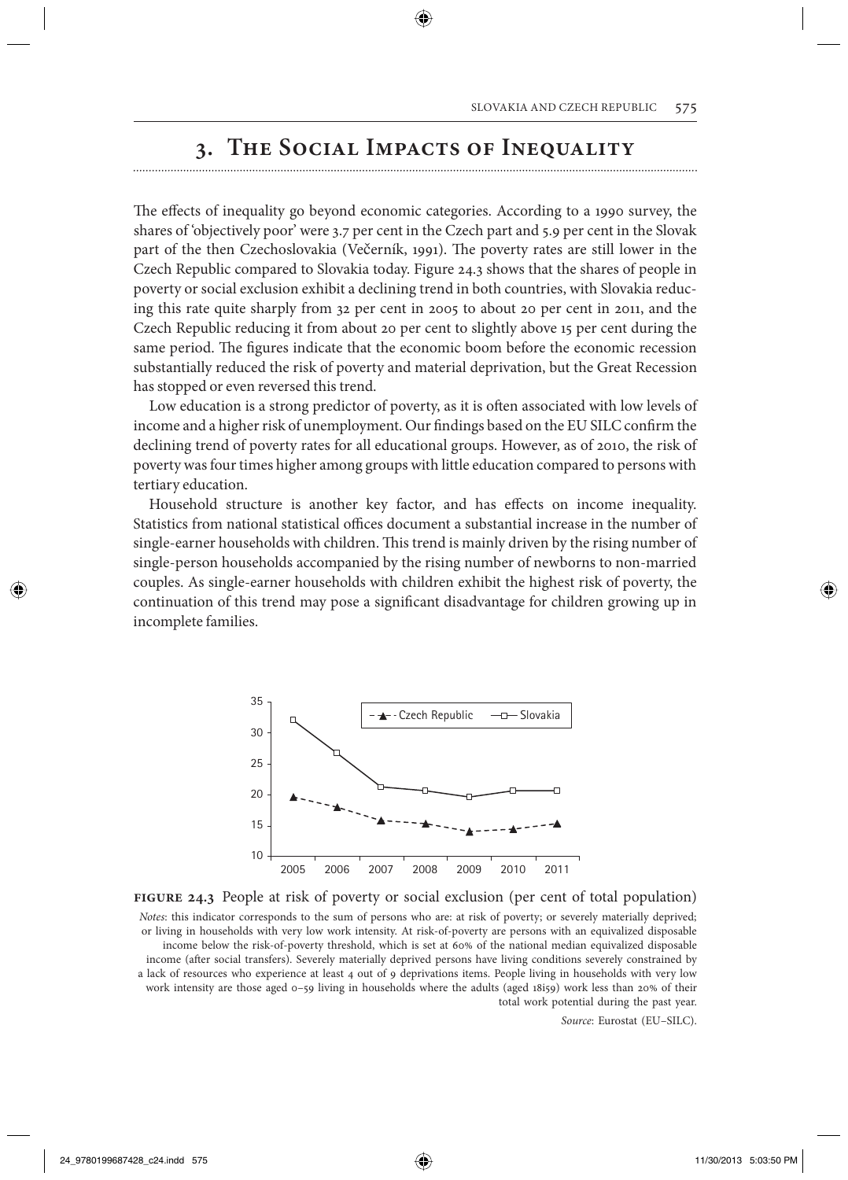## 3. The Social Impacts of Inequality

The effects of inequality go beyond economic categories. According to a 1990 survey, the shares of 'objectively poor' were 3.7 per cent in the Czech part and 5.9 per cent in the Slovak part of the then Czechoslovakia (Večerník, 1991). The poverty rates are still lower in the Czech Republic compared to Slovakia today. Figure 24.3 shows that the shares of people in poverty or social exclusion exhibit a declining trend in both countries, with Slovakia reducing this rate quite sharply from 32 per cent in 2005 to about 20 per cent in 2011, and the Czech Republic reducing it from about 20 per cent to slightly above 15 per cent during the same period. The figures indicate that the economic boom before the economic recession substantially reduced the risk of poverty and material deprivation, but the Great Recession has stopped or even reversed this trend.

Low education is a strong predictor of poverty, as it is often associated with low levels of income and a higher risk of unemployment. Our findings based on the EU SILC confirm the declining trend of poverty rates for all educational groups. However, as of 2010, the risk of poverty was four times higher among groups with little education compared to persons with tertiary education.

Household structure is another key factor, and has effects on income inequality. Statistics from national statistical offices document a substantial increase in the number of single-earner households with children. This trend is mainly driven by the rising number of single-person households accompanied by the rising number of newborns to non-married couples. As single-earner households with children exhibit the highest risk of poverty, the continuation of this trend may pose a significant disadvantage for children growing up in incomplete families.

**Figure 24.3** People at risk of poverty or social exclusion (per cent of total population)

*Notes*: this indicator corresponds to the sum of persons who are: at risk of poverty; or severely materially deprived; or living in households with very low work intensity. At risk-of-poverty are persons with an equivalized disposable income below the risk-of-poverty threshold, which is set at 60% of the national median equivalized disposable income (after social transfers). Severely materially deprived persons have living conditions severely constrained by a lack of resources who experience at least 4 out of 9 deprivations items. People living in households with very low work intensity are those aged 0–59 living in households where the adults (aged 18‒59) work less than 20% of their total work potential during the past year.

*Source*: Eurostat (EU–SILC).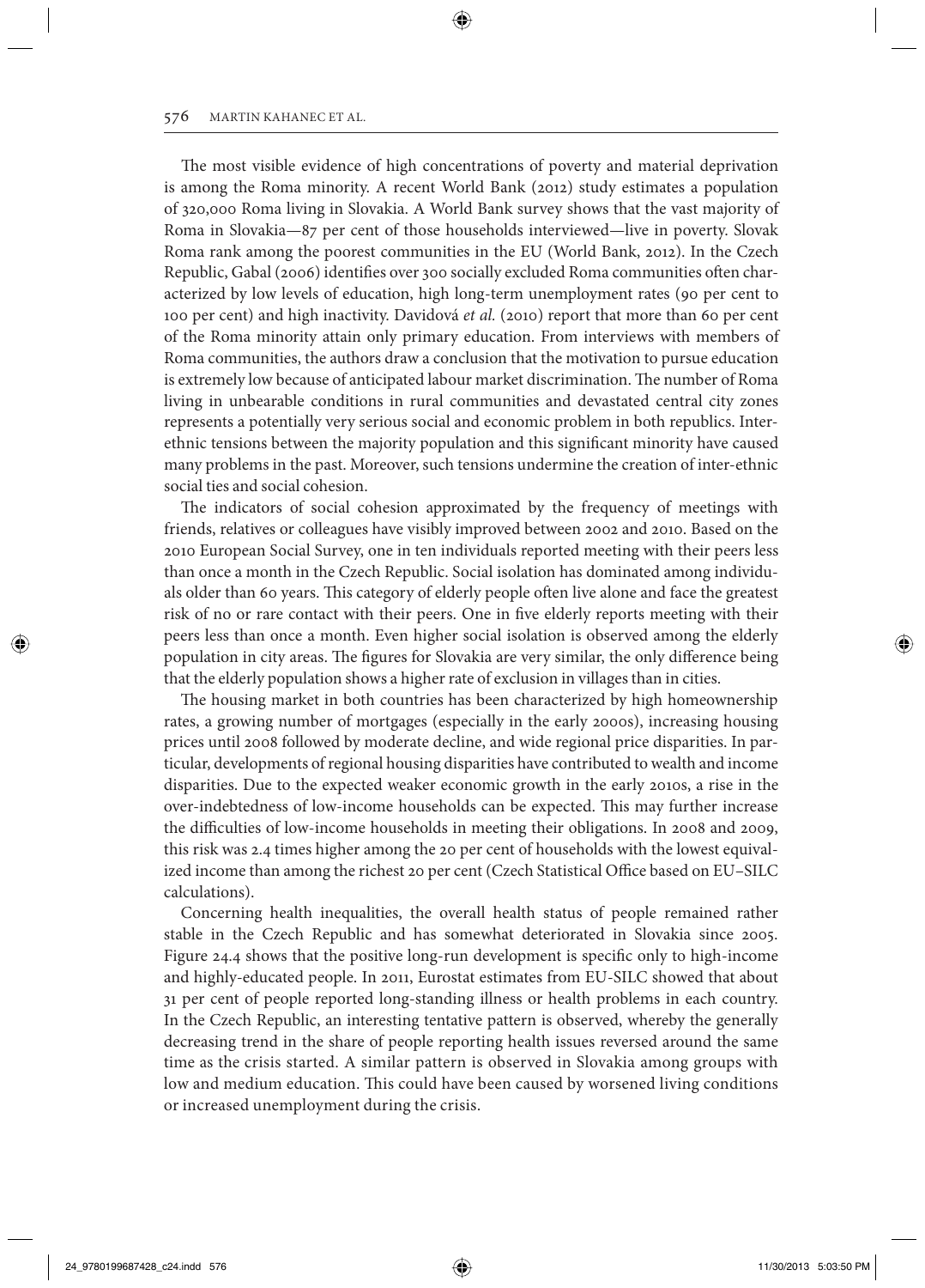The most visible evidence of high concentrations of poverty and material deprivation is among the Roma minority. A recent World Bank (2012) study estimates a population of 320,000 Roma living in Slovakia. A World Bank survey shows that the vast majority of Roma in Slovakia—87 per cent of those households interviewed—live in poverty. Slovak Roma rank among the poorest communities in the EU (World Bank, 2012). In the Czech Republic, Gabal (2006) identifies over 300 socially excluded Roma communities often characterized by low levels of education, high long-term unemployment rates (90 per cent to 100 per cent) and high inactivity. Davidová *et al.* (2010) report that more than 60 per cent of the Roma minority attain only primary education. From interviews with members of Roma communities, the authors draw a conclusion that the motivation to pursue education is extremely low because of anticipated labour market discrimination. The number of Roma living in unbearable conditions in rural communities and devastated central city zones represents a potentially very serious social and economic problem in both republics. Inter-ethnic tensions between the majority population and this significant minority have caused many problems in the past. Moreover, such tensions undermine the creation of inter-ethnic social ties and social cohesion.

The indicators of social cohesion approximated by the frequency of meetings with friends, relatives or colleagues have visibly improved between 2002 and 2010. Based on the 2010 European Social Survey, one in ten individuals reported meeting with their peers less than once a month in the Czech Republic. Social isolation has dominated among individuals older than 60 years. This category of elderly people often live alone and face the greatest risk of no or rare contact with their peers. One in five elderly reports meeting with their peers less than once a month. Even higher social isolation is observed among the elderly population in city areas. The figures for Slovakia are very similar, the only difference being that the elderly population shows a higher rate of exclusion in villages than in cities.

The housing market in both countries has been characterized by high homeownership rates, a growing number of mortgages (especially in the early 2000s), increasing housing prices until 2008 followed by moderate decline, and wide regional price disparities. In particular, developments of regional housing disparities have contributed to wealth and income disparities. Due to the expected weaker economic growth in the early 2010s, a rise in the over-indebtedness of low-income households can be expected. This may further increase the difficulties of low-income households in meeting their obligations. In 2008 and 2009, this risk was 2.4 times higher among the 20 per cent of households with the lowest equivalized income than among the richest 20 per cent (Czech Statistical Office based on EU–SILC calculations).

Concerning health inequalities, the overall health status of people remained rather stable in the Czech Republic and has somewhat deteriorated in Slovakia since 2005. Figure 24.4 shows that the positive long-run development is specific only to high-income and highly-educated people. In 2011, Eurostat estimates from EU-SILC showed that about 31 per cent of people reported long-standing illness or health problems in each country. In the Czech Republic, an interesting tentative pattern is observed, whereby the generally decreasing trend in the share of people reporting health issues reversed around the same time as the crisis started. A similar pattern is observed in Slovakia among groups with low and medium education. This could have been caused by worsened living conditions or increased unemployment during the crisis.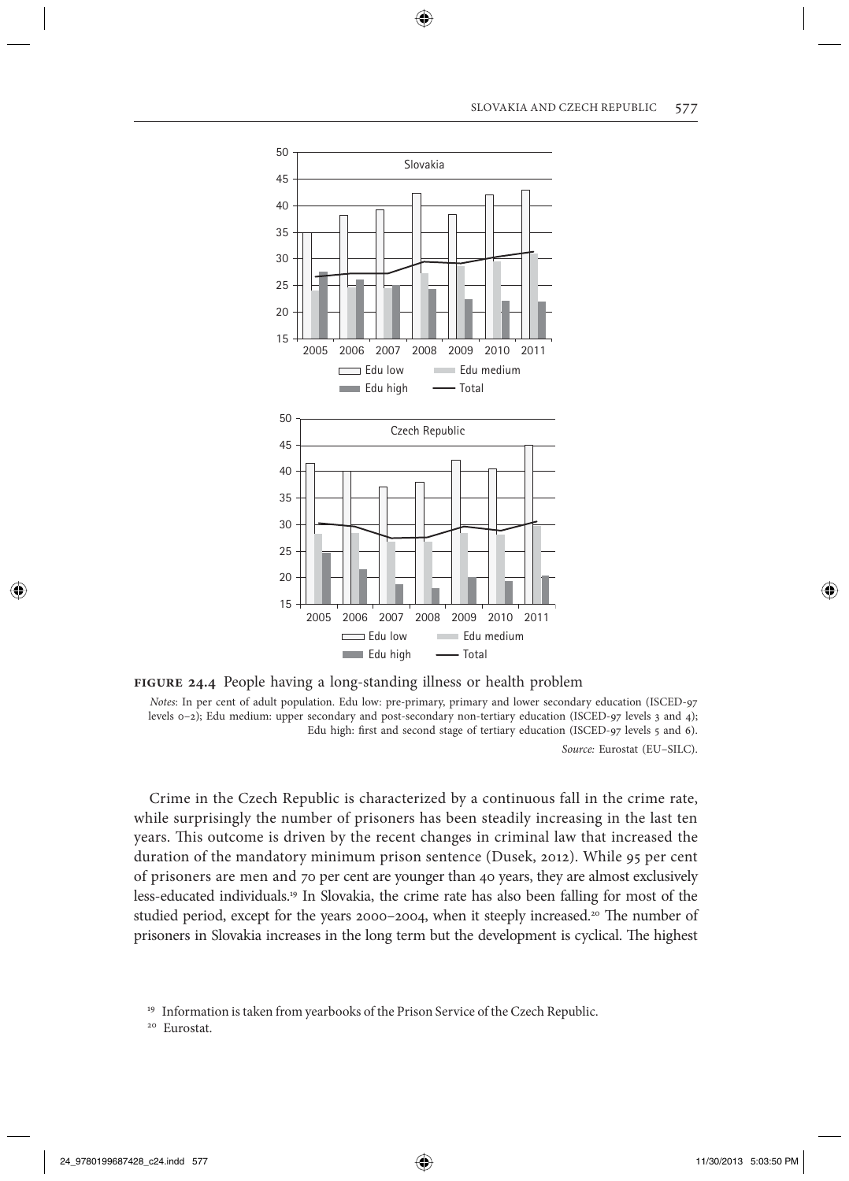**FIGURE 24.4** People having a long-standing illness or health problem

*Notes*: In per cent of adult population. Edu low: pre-primary, primary and lower secondary education (ISCED-97 levels 0–2); Edu medium: upper secondary and post-secondary non-tertiary education (ISCED-97 levels 3 and 4); Edu high: first and second stage of tertiary education (ISCED-97 levels 5 and 6).

*Source:* Eurostat (EU–SILC).

Crime in the Czech Republic is characterized by a continuous fall in the crime rate, while surprisingly the number of prisoners has been steadily increasing in the last ten years. This outcome is driven by the recent changes in criminal law that increased the duration of the mandatory minimum prison sentence (Dusek, 2012). While 95 per cent of prisoners are men and 70 per cent are younger than 40 years, they are almost exclusively less-educated individuals.[19] In Slovakia, the crime rate has also been falling for most of the studied period, except for the years 2000–2004, when it steeply increased.[20] The number of prisoners in Slovakia increases in the long term but the development is cyclical. The highest

[19] Information is taken from yearbooks of the Prison Service of the Czech Republic.

[20] Eurostat.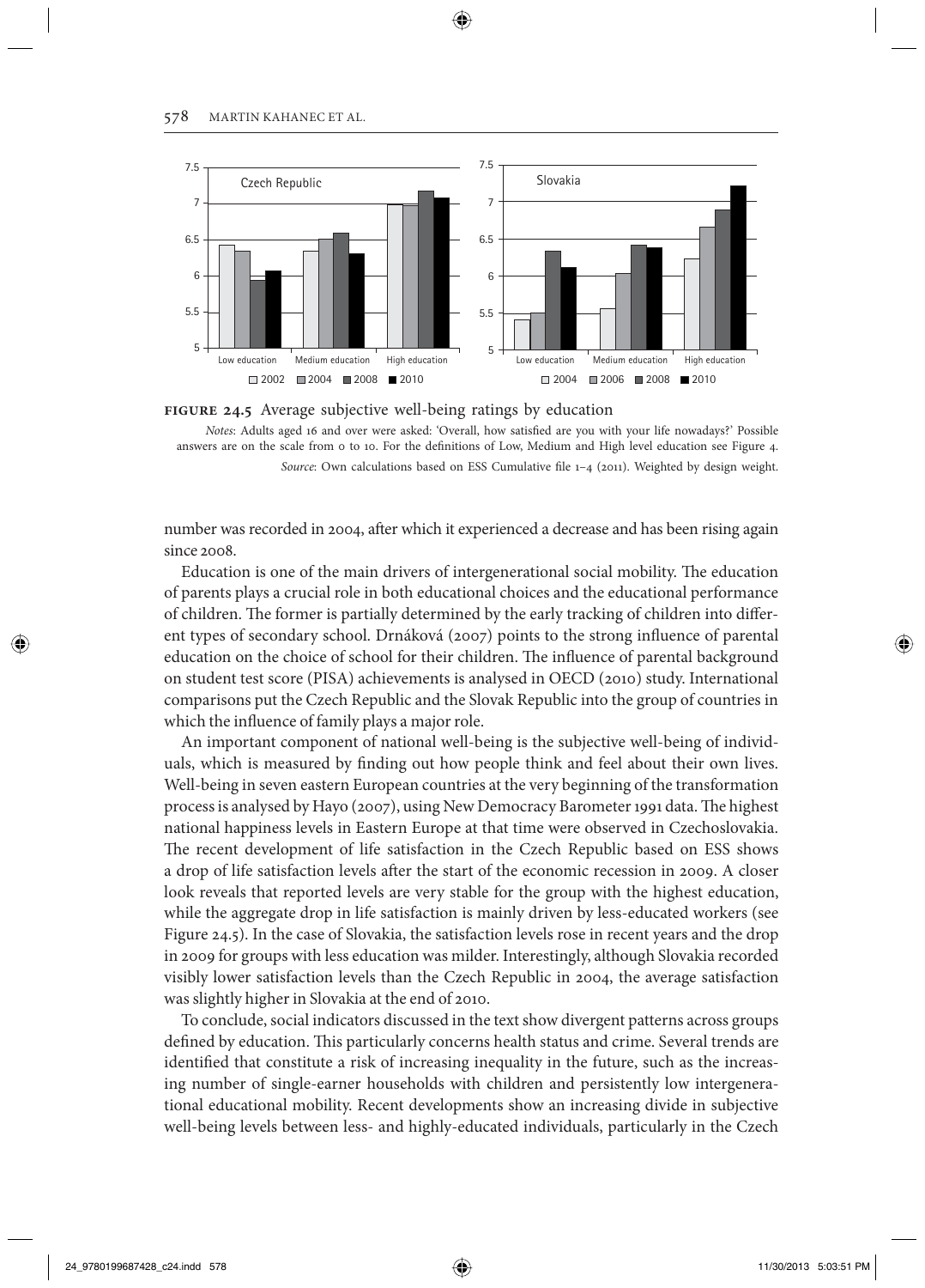**FIGURE 24.5** Average subjective well-being ratings by education

*Notes*: Adults aged 16 and over were asked: 'Overall, how satisfied are you with your life nowadays?' Possible answers are on the scale from 0 to 10. For the definitions of Low, Medium and High level education see Figure 4.

*Source*: Own calculations based on ESS Cumulative file 1–4 (2011). Weighted by design weight.

number was recorded in 2004, after which it experienced a decrease and has been rising again since 2008.

Education is one of the main drivers of intergenerational social mobility. The education of parents plays a crucial role in both educational choices and the educational performance of children. The former is partially determined by the early tracking of children into different types of secondary school. Drnáková (2007) points to the strong influence of parental education on the choice of school for their children. The influence of parental background on student test score (PISA) achievements is analysed in OECD (2010) study. International comparisons put the Czech Republic and the Slovak Republic into the group of countries in which the influence of family plays a major role.

An important component of national well-being is the subjective well-being of individuals, which is measured by finding out how people think and feel about their own lives. Well-being in seven eastern European countries at the very beginning of the transformation process is analysed by Hayo (2007), using New Democracy Barometer 1991 data. The highest national happiness levels in Eastern Europe at that time were observed in Czechoslovakia. The recent development of life satisfaction in the Czech Republic based on ESS shows a drop of life satisfaction levels after the start of the economic recession in 2009. A closer look reveals that reported levels are very stable for the group with the highest education, while the aggregate drop in life satisfaction is mainly driven by less-educated workers (see Figure 24.5). In the case of Slovakia, the satisfaction levels rose in recent years and the drop in 2009 for groups with less education was milder. Interestingly, although Slovakia recorded visibly lower satisfaction levels than the Czech Republic in 2004, the average satisfaction was slightly higher in Slovakia at the end of 2010.

To conclude, social indicators discussed in the text show divergent patterns across groups defined by education. This particularly concerns health status and crime. Several trends are identified that constitute a risk of increasing inequality in the future, such as the increasing number of single-earner households with children and persistently low intergenerational educational mobility. Recent developments show an increasing divide in subjective well-being levels between less- and highly-educated individuals, particularly in the Czech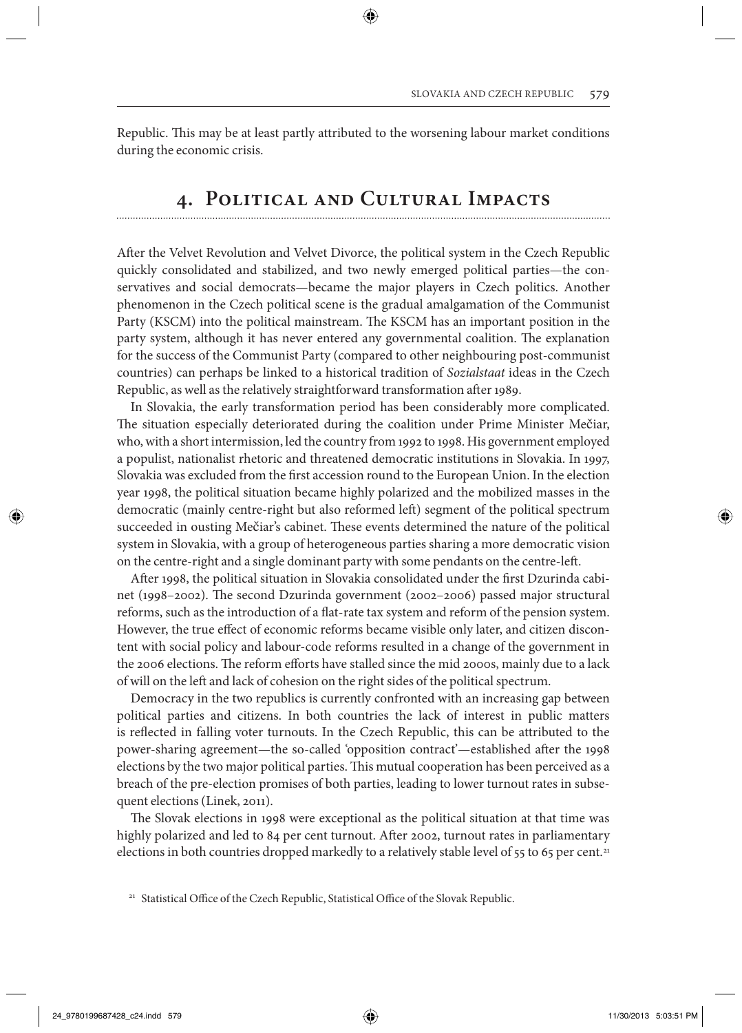Republic. This may be at least partly attributed to the worsening labour market conditions during the economic crisis.

## 4. Political and Cultural Impacts

After the Velvet Revolution and Velvet Divorce, the political system in the Czech Republic quickly consolidated and stabilized, and two newly emerged political parties—the conservatives and social democrats—became the major players in Czech politics. Another phenomenon in the Czech political scene is the gradual amalgamation of the Communist Party (KSCM) into the political mainstream. The KSCM has an important position in the party system, although it has never entered any governmental coalition. The explanation for the success of the Communist Party (compared to other neighbouring post-communist countries) can perhaps be linked to a historical tradition of *Sozialstaat* ideas in the Czech Republic, as well as the relatively straightforward transformation after 1989.

In Slovakia, the early transformation period has been considerably more complicated. The situation especially deteriorated during the coalition under Prime Minister Mečiar, who, with a short intermission, led the country from 1992 to 1998. His government employed a populist, nationalist rhetoric and threatened democratic institutions in Slovakia. In 1997, Slovakia was excluded from the first accession round to the European Union. In the election year 1998, the political situation became highly polarized and the mobilized masses in the democratic (mainly centre-right but also reformed left) segment of the political spectrum succeeded in ousting Mečiar's cabinet. These events determined the nature of the political system in Slovakia, with a group of heterogeneous parties sharing a more democratic vision on the centre-right and a single dominant party with some pendants on the centre-left.

After 1998, the political situation in Slovakia consolidated under the first Dzurinda cabinet (1998–2002). The second Dzurinda government (2002–2006) passed major structural reforms, such as the introduction of a flat-rate tax system and reform of the pension system. However, the true effect of economic reforms became visible only later, and citizen discontent with social policy and labour-code reforms resulted in a change of the government in the 2006 elections. The reform efforts have stalled since the mid 2000s, mainly due to a lack of will on the left and lack of cohesion on the right sides of the political spectrum.

Democracy in the two republics is currently confronted with an increasing gap between political parties and citizens. In both countries the lack of interest in public matters is reflected in falling voter turnouts. In the Czech Republic, this can be attributed to the power-sharing agreement—the so-called 'opposition contract'—established after the 1998 elections by the two major political parties. This mutual cooperation has been perceived as a breach of the pre-election promises of both parties, leading to lower turnout rates in subsequent elections (Linek, 2011).

The Slovak elections in 1998 were exceptional as the political situation at that time was highly polarized and led to 84 per cent turnout. After 2002, turnout rates in parliamentary elections in both countries dropped markedly to a relatively stable level of 55 to 65 per cent.[21]

[21] Statistical Office of the Czech Republic, Statistical Office of the Slovak Republic.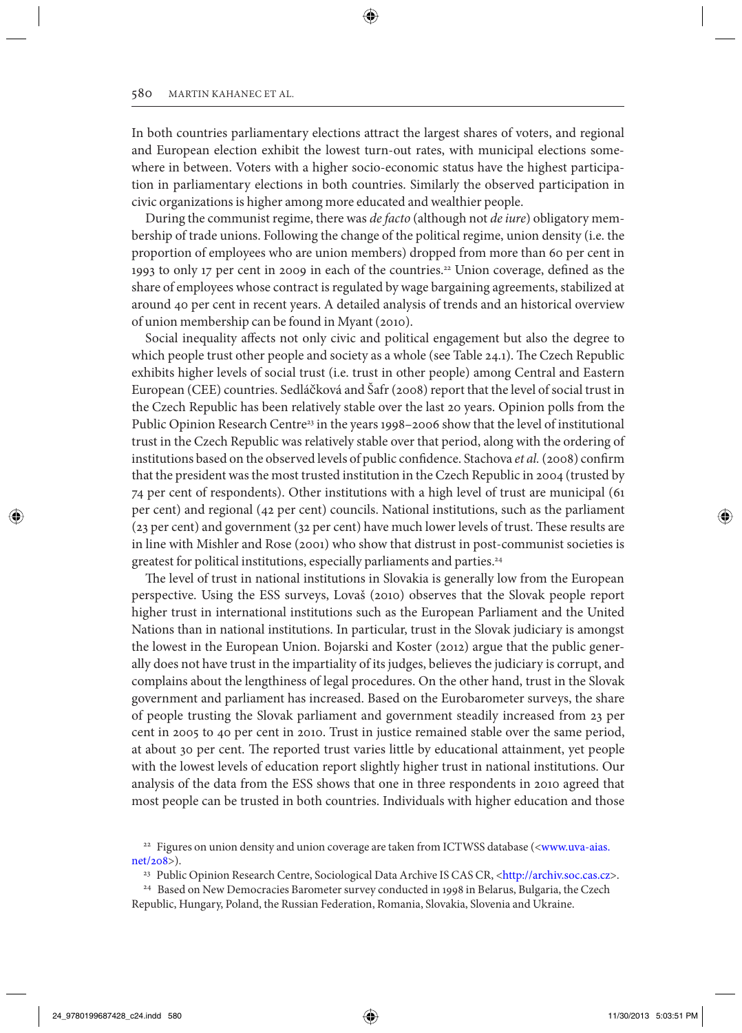In both countries parliamentary elections attract the largest shares of voters, and regional and European election exhibit the lowest turn-out rates, with municipal elections somewhere in between. Voters with a higher socio-economic status have the highest participation in parliamentary elections in both countries. Similarly the observed participation in civic organizations is higher among more educated and wealthier people.

During the communist regime, there was *de facto* (although not *de iure*) obligatory membership of trade unions. Following the change of the political regime, union density (i.e. the proportion of employees who are union members) dropped from more than 60 per cent in 1993 to only 17 per cent in 2009 in each of the countries.[22] Union coverage, defined as the share of employees whose contract is regulated by wage bargaining agreements, stabilized at around 40 per cent in recent years. A detailed analysis of trends and an historical overview of union membership can be found in Myant (2010).

Social inequality affects not only civic and political engagement but also the degree to which people trust other people and society as a whole (see Table 24.1). The Czech Republic exhibits higher levels of social trust (i.e. trust in other people) among Central and Eastern European (CEE) countries. Sedláčková and Šafr (2008) report that the level of social trust in the Czech Republic has been relatively stable over the last 20 years. Opinion polls from the Public Opinion Research Centre[23] in the years 1998–2006 show that the level of institutional trust in the Czech Republic was relatively stable over that period, along with the ordering of institutions based on the observed levels of public confidence. Stachova *et al.* (2008) confirm that the president was the most trusted institution in the Czech Republic in 2004 (trusted by 74 per cent of respondents). Other institutions with a high level of trust are municipal (61 per cent) and regional (42 per cent) councils. National institutions, such as the parliament (23 per cent) and government (32 per cent) have much lower levels of trust. These results are in line with Mishler and Rose (2001) who show that distrust in post-communist societies is greatest for political institutions, especially parliaments and parties.[24]

The level of trust in national institutions in Slovakia is generally low from the European perspective. Using the ESS surveys, Lovaš (2010) observes that the Slovak people report higher trust in international institutions such as the European Parliament and the United Nations than in national institutions. In particular, trust in the Slovak judiciary is amongst the lowest in the European Union. Bojarski and Koster (2012) argue that the public generally does not have trust in the impartiality of its judges, believes the judiciary is corrupt, and complains about the lengthiness of legal procedures. On the other hand, trust in the Slovak government and parliament has increased. Based on the Eurobarometer surveys, the share of people trusting the Slovak parliament and government steadily increased from 23 per cent in 2005 to 40 per cent in 2010. Trust in justice remained stable over the same period, at about 30 per cent. The reported trust varies little by educational attainment, yet people with the lowest levels of education report slightly higher trust in national institutions. Our analysis of the data from the ESS shows that one in three respondents in 2010 agreed that most people can be trusted in both countries. Individuals with higher education and those

[22] Figures on union density and union coverage are taken from ICTWSS database (<www.uva-aias.net/208>).

[23] Public Opinion Research Centre, Sociological Data Archive IS CAS CR, <http://archiv.soc.cas.cz>.

[24] Based on New Democracies Barometer survey conducted in 1998 in Belarus, Bulgaria, the Czech Republic, Hungary, Poland, the Russian Federation, Romania, Slovakia, Slovenia and Ukraine.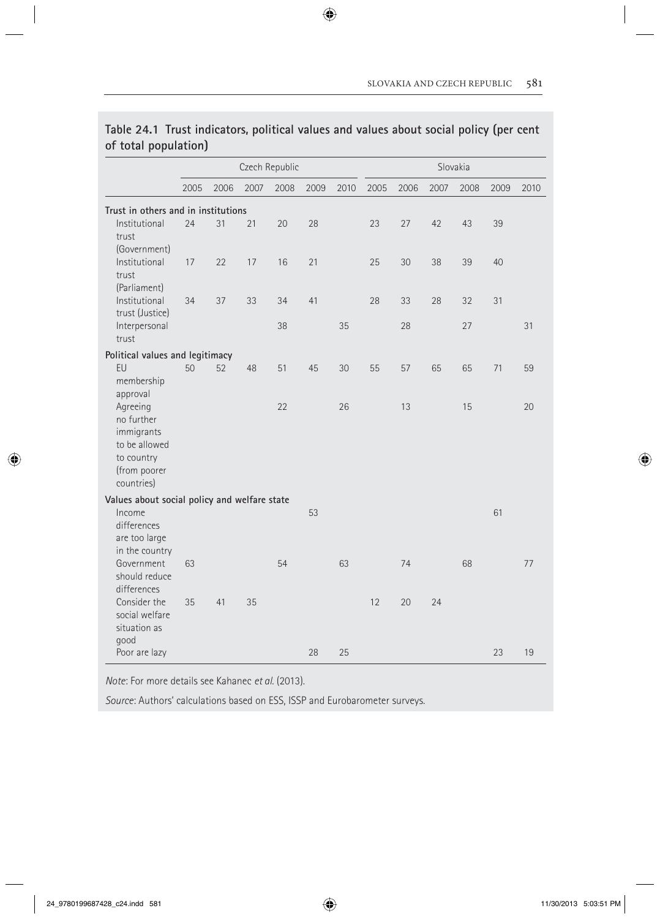**Table 24.1 Trust indicators, political values and values about social policy (per cent of total population)**

| | Czech Republic | | | | | | Slovakia | | | | | |
|---|---|---|---|---|---|---|---|---|---|---|---|---|
| | 2005 | 2006 | 2007 | 2008 | 2009 | 2010 | 2005 | 2006 | 2007 | 2008 | 2009 | 2010 |
| **Trust in others and in institutions** | | | | | | | | | | | | |
| Institutional trust (Government) | 24 | 31 | 21 | 20 | 28 | | 23 | 27 | 42 | 43 | 39 | |
| Institutional trust (Parliament) | 17 | 22 | 17 | 16 | 21 | | 25 | 30 | 38 | 39 | 40 | |
| Institutional trust (Justice) | 34 | 37 | 33 | 34 | 41 | | 28 | 33 | 28 | 32 | 31 | |
| Interpersonal trust | | | | 38 | | 35 | | 28 | | 27 | | 31 |
| **Political values and legitimacy** | | | | | | | | | | | | |
| EU membership approval | 50 | 52 | 48 | 51 | 45 | 30 | 55 | 57 | 65 | 65 | 71 | 59 |
| Agreeing no further immigrants to be allowed to country (from poorer countries) | | | | 22 | | 26 | | 13 | | 15 | | 20 |
| **Values about social policy and welfare state** | | | | | | | | | | | | |
| Income differences are too large in the country | | | | | 53 | | | | | | 61 | |
| Government should reduce differences | 63 | | | 54 | | 63 | | 74 | | 68 | | 77 |
| Consider the social welfare situation as good | 35 | 41 | 35 | | | | 12 | 20 | 24 | | | |
| Poor are lazy | | | | | 28 | 25 | | | | | 23 | 19 |

*Note*: For more details see Kahanec *et al.* (2013).

*Source*: Authors' calculations based on ESS, ISSP and Eurobarometer surveys.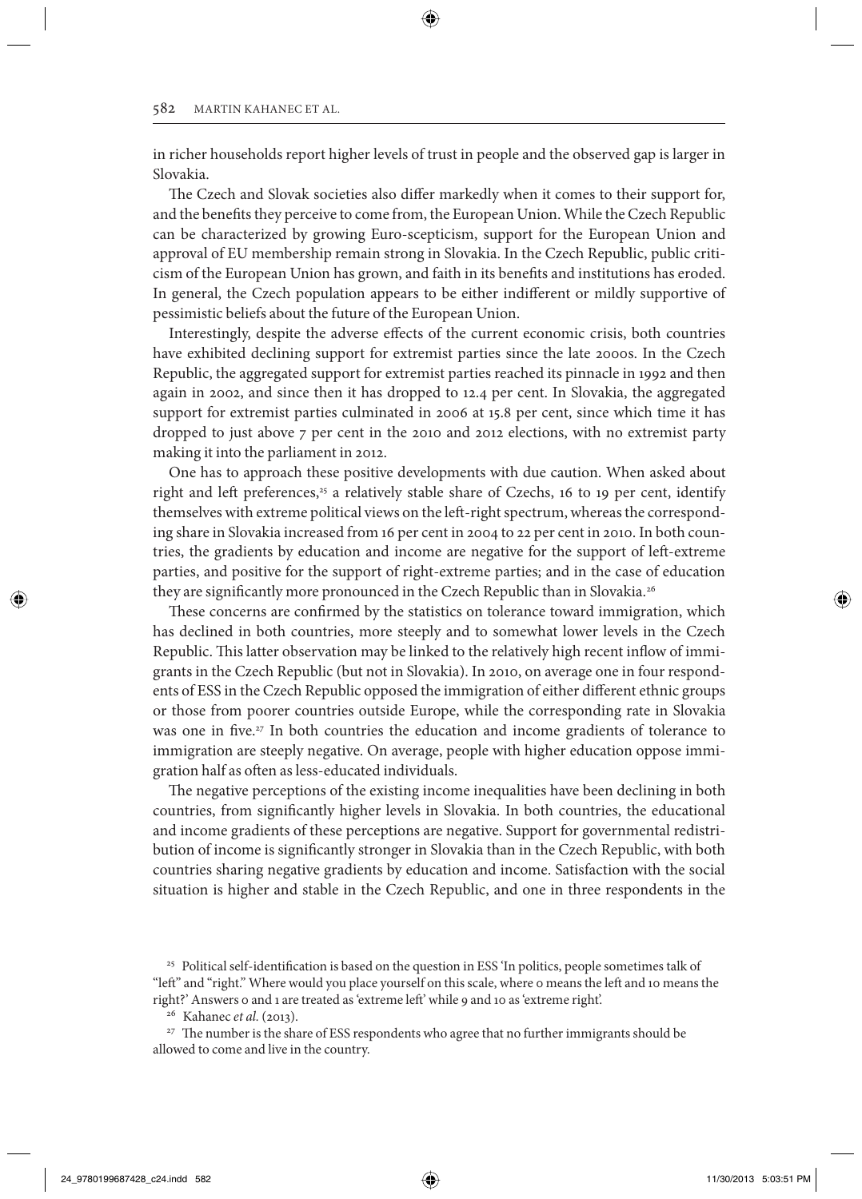in richer households report higher levels of trust in people and the observed gap is larger in Slovakia.

The Czech and Slovak societies also differ markedly when it comes to their support for, and the benefits they perceive to come from, the European Union. While the Czech Republic can be characterized by growing Euro-scepticism, support for the European Union and approval of EU membership remain strong in Slovakia. In the Czech Republic, public criticism of the European Union has grown, and faith in its benefits and institutions has eroded. In general, the Czech population appears to be either indifferent or mildly supportive of pessimistic beliefs about the future of the European Union.

Interestingly, despite the adverse effects of the current economic crisis, both countries have exhibited declining support for extremist parties since the late 2000s. In the Czech Republic, the aggregated support for extremist parties reached its pinnacle in 1992 and then again in 2002, and since then it has dropped to 12.4 per cent. In Slovakia, the aggregated support for extremist parties culminated in 2006 at 15.8 per cent, since which time it has dropped to just above 7 per cent in the 2010 and 2012 elections, with no extremist party making it into the parliament in 2012.

One has to approach these positive developments with due caution. When asked about right and left preferences,[25] a relatively stable share of Czechs, 16 to 19 per cent, identify themselves with extreme political views on the left-right spectrum, whereas the corresponding share in Slovakia increased from 16 per cent in 2004 to 22 per cent in 2010. In both countries, the gradients by education and income are negative for the support of left-extreme parties, and positive for the support of right-extreme parties; and in the case of education they are significantly more pronounced in the Czech Republic than in Slovakia.[26]

These concerns are confirmed by the statistics on tolerance toward immigration, which has declined in both countries, more steeply and to somewhat lower levels in the Czech Republic. This latter observation may be linked to the relatively high recent inflow of immigrants in the Czech Republic (but not in Slovakia). In 2010, on average one in four respondents of ESS in the Czech Republic opposed the immigration of either different ethnic groups or those from poorer countries outside Europe, while the corresponding rate in Slovakia was one in five.[27] In both countries the education and income gradients of tolerance to immigration are steeply negative. On average, people with higher education oppose immigration half as often as less-educated individuals.

The negative perceptions of the existing income inequalities have been declining in both countries, from significantly higher levels in Slovakia. In both countries, the educational and income gradients of these perceptions are negative. Support for governmental redistribution of income is significantly stronger in Slovakia than in the Czech Republic, with both countries sharing negative gradients by education and income. Satisfaction with the social situation is higher and stable in the Czech Republic, and one in three respondents in the

[25] Political self-identification is based on the question in ESS 'In politics, people sometimes talk of "left" and "right." Where would you place yourself on this scale, where 0 means the left and 10 means the right?' Answers 0 and 1 are treated as 'extreme left' while 9 and 10 as 'extreme right'.

[26] Kahanec *et al.* (2013).

[27] The number is the share of ESS respondents who agree that no further immigrants should be allowed to come and live in the country.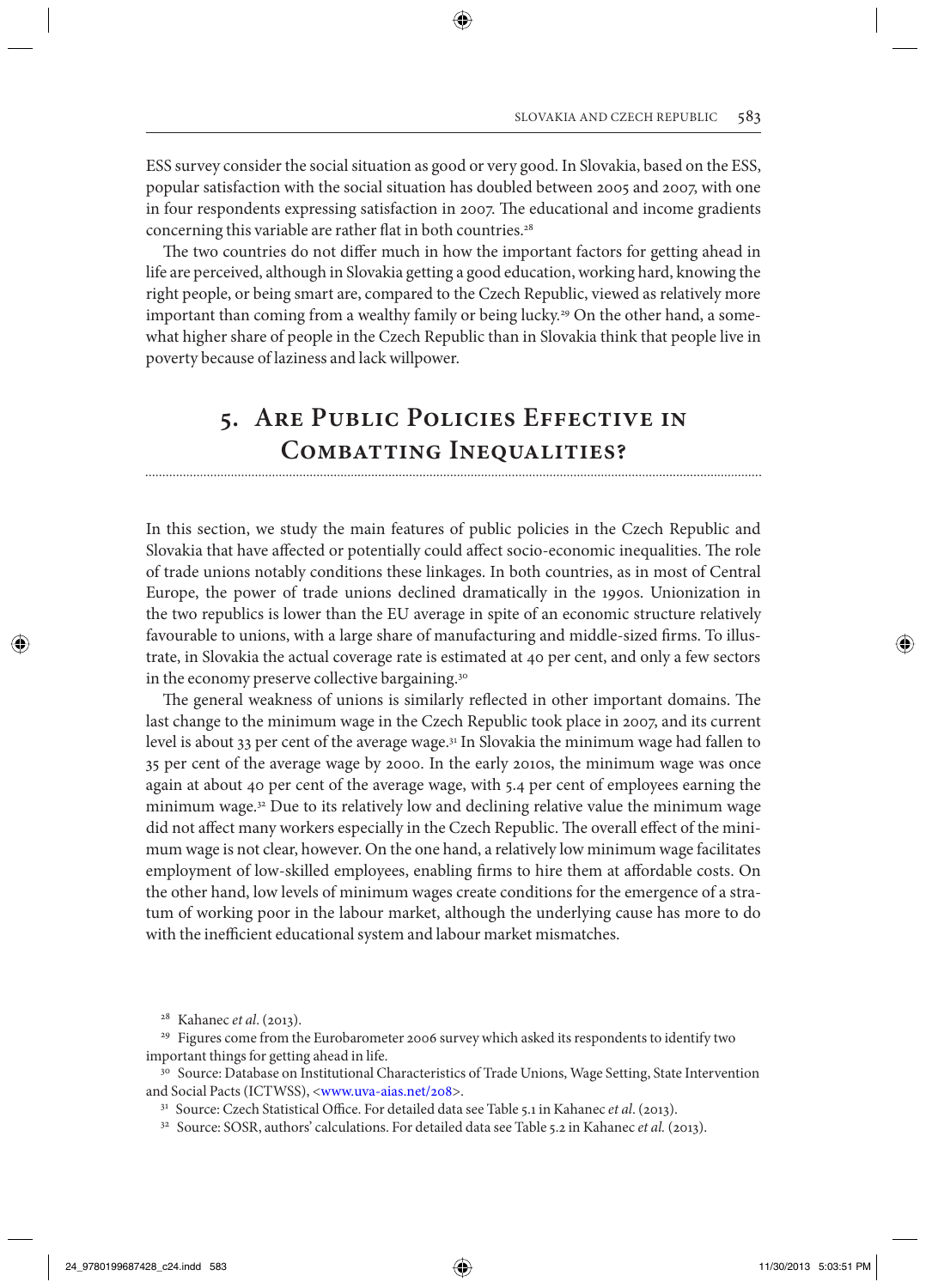ESS survey consider the social situation as good or very good. In Slovakia, based on the ESS, popular satisfaction with the social situation has doubled between 2005 and 2007, with one in four respondents expressing satisfaction in 2007. The educational and income gradients concerning this variable are rather flat in both countries.[28]

The two countries do not differ much in how the important factors for getting ahead in life are perceived, although in Slovakia getting a good education, working hard, knowing the right people, or being smart are, compared to the Czech Republic, viewed as relatively more important than coming from a wealthy family or being lucky.[29] On the other hand, a somewhat higher share of people in the Czech Republic than in Slovakia think that people live in poverty because of laziness and lack willpower.

## 5. Are Public Policies Effective in Combatting Inequalities?

In this section, we study the main features of public policies in the Czech Republic and Slovakia that have affected or potentially could affect socio-economic inequalities. The role of trade unions notably conditions these linkages. In both countries, as in most of Central Europe, the power of trade unions declined dramatically in the 1990s. Unionization in the two republics is lower than the EU average in spite of an economic structure relatively favourable to unions, with a large share of manufacturing and middle-sized firms. To illustrate, in Slovakia the actual coverage rate is estimated at 40 per cent, and only a few sectors in the economy preserve collective bargaining.[30]

The general weakness of unions is similarly reflected in other important domains. The last change to the minimum wage in the Czech Republic took place in 2007, and its current level is about 33 per cent of the average wage.[31] In Slovakia the minimum wage had fallen to 35 per cent of the average wage by 2000. In the early 2010s, the minimum wage was once again at about 40 per cent of the average wage, with 5.4 per cent of employees earning the minimum wage.[32] Due to its relatively low and declining relative value the minimum wage did not affect many workers especially in the Czech Republic. The overall effect of the minimum wage is not clear, however. On the one hand, a relatively low minimum wage facilitates employment of low-skilled employees, enabling firms to hire them at affordable costs. On the other hand, low levels of minimum wages create conditions for the emergence of a stratum of working poor in the labour market, although the underlying cause has more to do with the inefficient educational system and labour market mismatches.

---

[28] Kahanec *et al*. (2013).

[29] Figures come from the Eurobarometer 2006 survey which asked its respondents to identify two important things for getting ahead in life.

[30] Source: Database on Institutional Characteristics of Trade Unions, Wage Setting, State Intervention and Social Pacts (ICTWSS), <www.uva-aias.net/208>.

[31] Source: Czech Statistical Office. For detailed data see Table 5.1 in Kahanec *et al*. (2013).

[32] Source: SOSR, authors' calculations. For detailed data see Table 5.2 in Kahanec *et al.* (2013).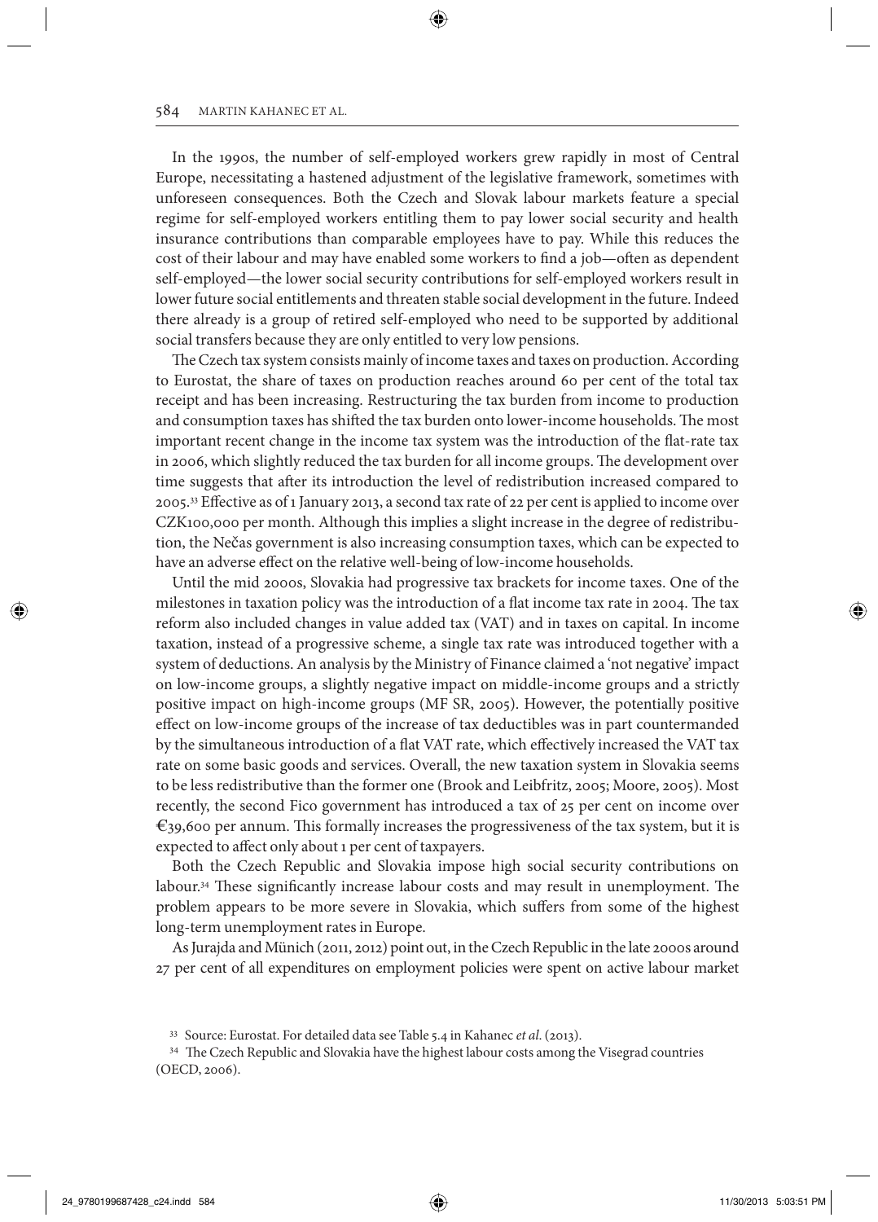In the 1990s, the number of self-employed workers grew rapidly in most of Central Europe, necessitating a hastened adjustment of the legislative framework, sometimes with unforeseen consequences. Both the Czech and Slovak labour markets feature a special regime for self-employed workers entitling them to pay lower social security and health insurance contributions than comparable employees have to pay. While this reduces the cost of their labour and may have enabled some workers to find a job—often as dependent self-employed—the lower social security contributions for self-employed workers result in lower future social entitlements and threaten stable social development in the future. Indeed there already is a group of retired self-employed who need to be supported by additional social transfers because they are only entitled to very low pensions.

The Czech tax system consists mainly of income taxes and taxes on production. According to Eurostat, the share of taxes on production reaches around 60 per cent of the total tax receipt and has been increasing. Restructuring the tax burden from income to production and consumption taxes has shifted the tax burden onto lower-income households. The most important recent change in the income tax system was the introduction of the flat-rate tax in 2006, which slightly reduced the tax burden for all income groups. The development over time suggests that after its introduction the level of redistribution increased compared to 2005.[33] Effective as of 1 January 2013, a second tax rate of 22 per cent is applied to income over CZK100,000 per month. Although this implies a slight increase in the degree of redistribution, the Nečas government is also increasing consumption taxes, which can be expected to have an adverse effect on the relative well-being of low-income households.

Until the mid 2000s, Slovakia had progressive tax brackets for income taxes. One of the milestones in taxation policy was the introduction of a flat income tax rate in 2004. The tax reform also included changes in value added tax (VAT) and in taxes on capital. In income taxation, instead of a progressive scheme, a single tax rate was introduced together with a system of deductions. An analysis by the Ministry of Finance claimed a 'not negative' impact on low-income groups, a slightly negative impact on middle-income groups and a strictly positive impact on high-income groups (MF SR, 2005). However, the potentially positive effect on low-income groups of the increase of tax deductibles was in part countermanded by the simultaneous introduction of a flat VAT rate, which effectively increased the VAT tax rate on some basic goods and services. Overall, the new taxation system in Slovakia seems to be less redistributive than the former one (Brook and Leibfritz, 2005; Moore, 2005). Most recently, the second Fico government has introduced a tax of 25 per cent on income over €39,600 per annum. This formally increases the progressiveness of the tax system, but it is expected to affect only about 1 per cent of taxpayers.

Both the Czech Republic and Slovakia impose high social security contributions on labour.[34] These significantly increase labour costs and may result in unemployment. The problem appears to be more severe in Slovakia, which suffers from some of the highest long-term unemployment rates in Europe.

As Jurajda and Münich (2011, 2012) point out, in the Czech Republic in the late 2000s around 27 per cent of all expenditures on employment policies were spent on active labour market

[33] Source: Eurostat. For detailed data see Table 5.4 in Kahanec *et al.* (2013).

[34] The Czech Republic and Slovakia have the highest labour costs among the Visegrad countries (OECD, 2006).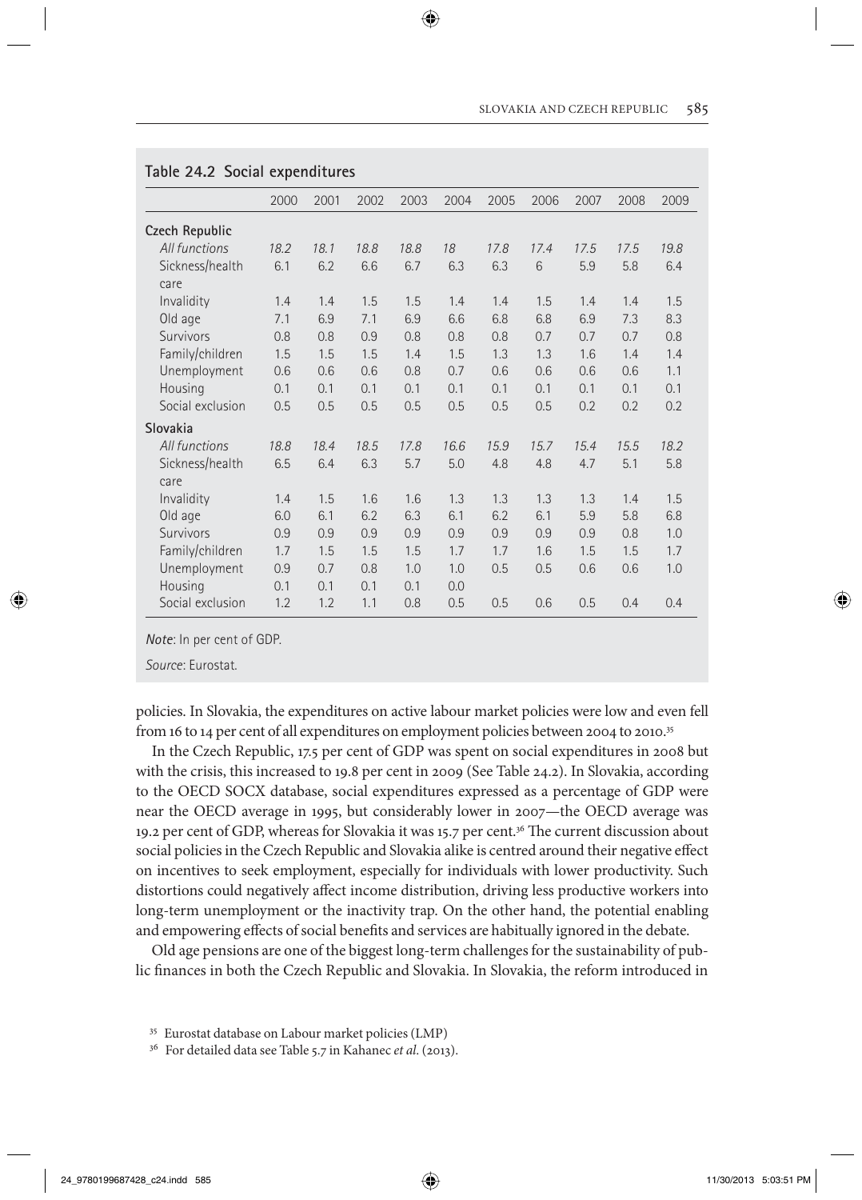**Table 24.2 Social expenditures**

| | 2000 | 2001 | 2002 | 2003 | 2004 | 2005 | 2006 | 2007 | 2008 | 2009 |
|---|---|---|---|---|---|---|---|---|---|---|
| **Czech Republic** | | | | | | | | | | |
| *All functions* | *18.2* | *18.1* | *18.8* | *18.8* | *18* | *17.8* | *17.4* | *17.5* | *17.5* | *19.8* |
| Sickness/health care | 6.1 | 6.2 | 6.6 | 6.7 | 6.3 | 6.3 | 6 | 5.9 | 5.8 | 6.4 |
| Invalidity | 1.4 | 1.4 | 1.5 | 1.5 | 1.4 | 1.4 | 1.5 | 1.4 | 1.4 | 1.5 |
| Old age | 7.1 | 6.9 | 7.1 | 6.9 | 6.6 | 6.8 | 6.8 | 6.9 | 7.3 | 8.3 |
| Survivors | 0.8 | 0.8 | 0.9 | 0.8 | 0.8 | 0.8 | 0.7 | 0.7 | 0.7 | 0.8 |
| Family/children | 1.5 | 1.5 | 1.5 | 1.4 | 1.5 | 1.3 | 1.3 | 1.6 | 1.4 | 1.4 |
| Unemployment | 0.6 | 0.6 | 0.6 | 0.8 | 0.7 | 0.6 | 0.6 | 0.6 | 0.6 | 1.1 |
| Housing | 0.1 | 0.1 | 0.1 | 0.1 | 0.1 | 0.1 | 0.1 | 0.1 | 0.1 | 0.1 |
| Social exclusion | 0.5 | 0.5 | 0.5 | 0.5 | 0.5 | 0.5 | 0.5 | 0.2 | 0.2 | 0.2 |
| **Slovakia** | | | | | | | | | | |
| *All functions* | *18.8* | *18.4* | *18.5* | *17.8* | *16.6* | *15.9* | *15.7* | *15.4* | *15.5* | *18.2* |
| Sickness/health care | 6.5 | 6.4 | 6.3 | 5.7 | 5.0 | 4.8 | 4.8 | 4.7 | 5.1 | 5.8 |
| Invalidity | 1.4 | 1.5 | 1.6 | 1.6 | 1.3 | 1.3 | 1.3 | 1.3 | 1.4 | 1.5 |
| Old age | 6.0 | 6.1 | 6.2 | 6.3 | 6.1 | 6.2 | 6.1 | 5.9 | 5.8 | 6.8 |
| Survivors | 0.9 | 0.9 | 0.9 | 0.9 | 0.9 | 0.9 | 0.9 | 0.9 | 0.8 | 1.0 |
| Family/children | 1.7 | 1.5 | 1.5 | 1.5 | 1.7 | 1.7 | 1.6 | 1.5 | 1.5 | 1.7 |
| Unemployment | 0.9 | 0.7 | 0.8 | 1.0 | 1.0 | 0.5 | 0.5 | 0.6 | 0.6 | 1.0 |
| Housing | 0.1 | 0.1 | 0.1 | 0.1 | 0.0 | | | | | |
| Social exclusion | 1.2 | 1.2 | 1.1 | 0.8 | 0.5 | 0.5 | 0.6 | 0.5 | 0.4 | 0.4 |

*Note*: In per cent of GDP.

*Source*: Eurostat.

policies. In Slovakia, the expenditures on active labour market policies were low and even fell from 16 to 14 per cent of all expenditures on employment policies between 2004 to 2010.[35]

In the Czech Republic, 17.5 per cent of GDP was spent on social expenditures in 2008 but with the crisis, this increased to 19.8 per cent in 2009 (See Table 24.2). In Slovakia, according to the OECD SOCX database, social expenditures expressed as a percentage of GDP were near the OECD average in 1995, but considerably lower in 2007—the OECD average was 19.2 per cent of GDP, whereas for Slovakia it was 15.7 per cent.[36] The current discussion about social policies in the Czech Republic and Slovakia alike is centred around their negative effect on incentives to seek employment, especially for individuals with lower productivity. Such distortions could negatively affect income distribution, driving less productive workers into long-term unemployment or the inactivity trap. On the other hand, the potential enabling and empowering effects of social benefits and services are habitually ignored in the debate.

Old age pensions are one of the biggest long-term challenges for the sustainability of public finances in both the Czech Republic and Slovakia. In Slovakia, the reform introduced in

[35] Eurostat database on Labour market policies (LMP)

[36] For detailed data see Table 5.7 in Kahanec *et al.* (2013).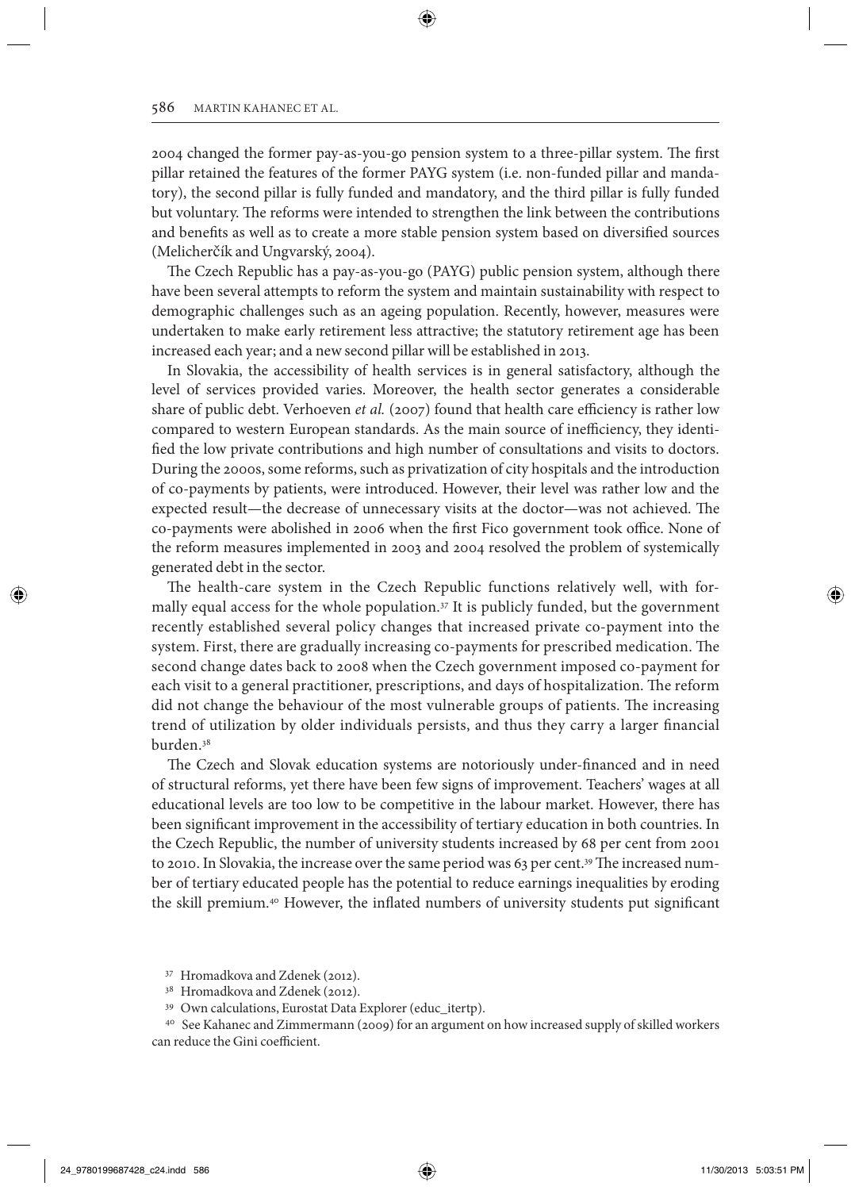2004 changed the former pay-as-you-go pension system to a three-pillar system. The first pillar retained the features of the former PAYG system (i.e. non-funded pillar and mandatory), the second pillar is fully funded and mandatory, and the third pillar is fully funded but voluntary. The reforms were intended to strengthen the link between the contributions and benefits as well as to create a more stable pension system based on diversified sources (Melicherčík and Ungvarský, 2004).

The Czech Republic has a pay-as-you-go (PAYG) public pension system, although there have been several attempts to reform the system and maintain sustainability with respect to demographic challenges such as an ageing population. Recently, however, measures were undertaken to make early retirement less attractive; the statutory retirement age has been increased each year; and a new second pillar will be established in 2013.

In Slovakia, the accessibility of health services is in general satisfactory, although the level of services provided varies. Moreover, the health sector generates a considerable share of public debt. Verhoeven *et al.* (2007) found that health care efficiency is rather low compared to western European standards. As the main source of inefficiency, they identified the low private contributions and high number of consultations and visits to doctors. During the 2000s, some reforms, such as privatization of city hospitals and the introduction of co-payments by patients, were introduced. However, their level was rather low and the expected result—the decrease of unnecessary visits at the doctor—was not achieved. The co-payments were abolished in 2006 when the first Fico government took office. None of the reform measures implemented in 2003 and 2004 resolved the problem of systemically generated debt in the sector.

The health-care system in the Czech Republic functions relatively well, with formally equal access for the whole population.[37] It is publicly funded, but the government recently established several policy changes that increased private co-payment into the system. First, there are gradually increasing co-payments for prescribed medication. The second change dates back to 2008 when the Czech government imposed co-payment for each visit to a general practitioner, prescriptions, and days of hospitalization. The reform did not change the behaviour of the most vulnerable groups of patients. The increasing trend of utilization by older individuals persists, and thus they carry a larger financial burden.[38]

The Czech and Slovak education systems are notoriously under-financed and in need of structural reforms, yet there have been few signs of improvement. Teachers' wages at all educational levels are too low to be competitive in the labour market. However, there has been significant improvement in the accessibility of tertiary education in both countries. In the Czech Republic, the number of university students increased by 68 per cent from 2001 to 2010. In Slovakia, the increase over the same period was 63 per cent.[39] The increased number of tertiary educated people has the potential to reduce earnings inequalities by eroding the skill premium.[40] However, the inflated numbers of university students put significant

[37] Hromadkova and Zdenek (2012).

[38] Hromadkova and Zdenek (2012).

[39] Own calculations, Eurostat Data Explorer (educ_itertp).

[40] See Kahanec and Zimmermann (2009) for an argument on how increased supply of skilled workers can reduce the Gini coefficient.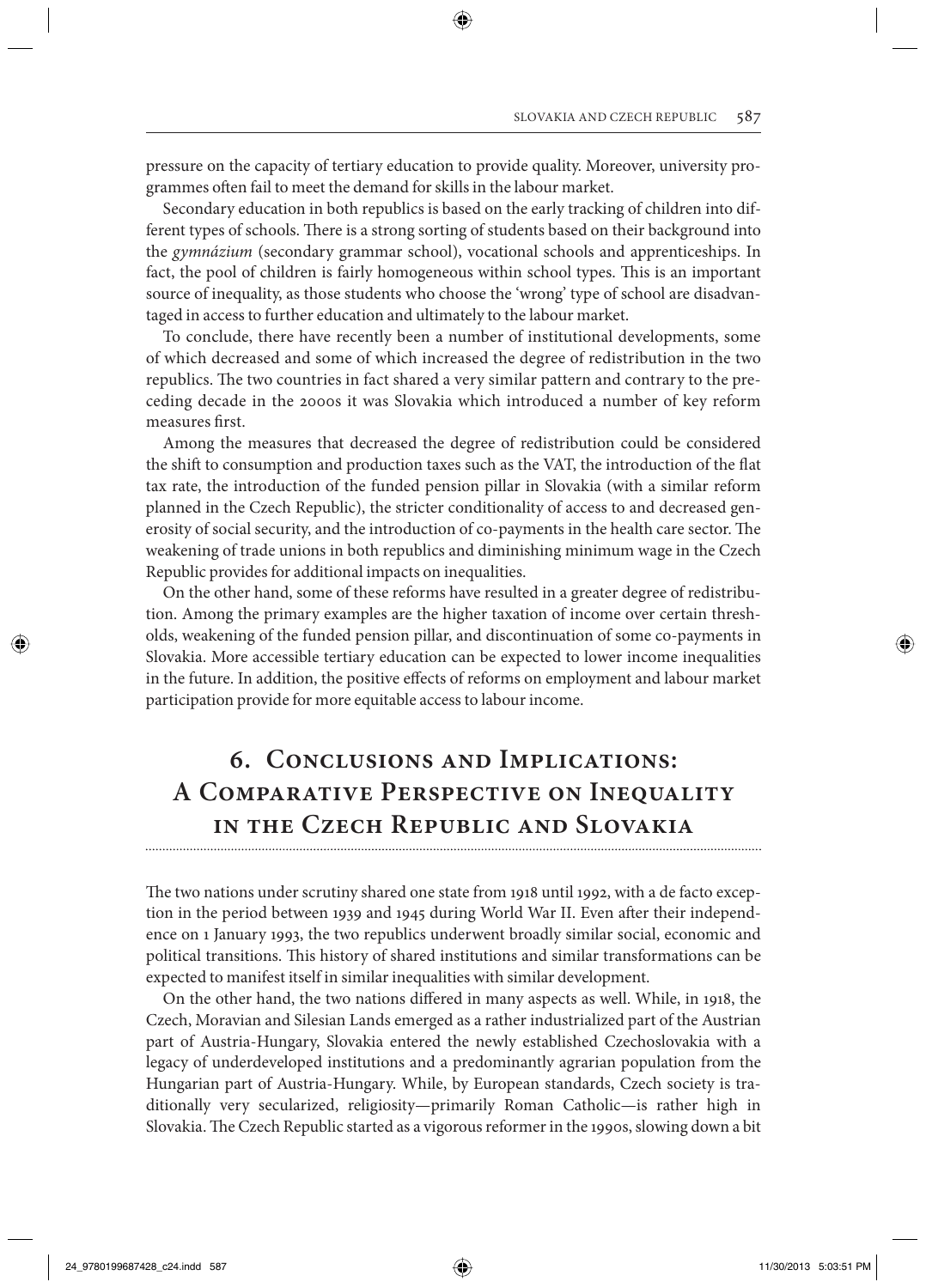pressure on the capacity of tertiary education to provide quality. Moreover, university programmes often fail to meet the demand for skills in the labour market.

Secondary education in both republics is based on the early tracking of children into different types of schools. There is a strong sorting of students based on their background into the *gymnázium* (secondary grammar school), vocational schools and apprenticeships. In fact, the pool of children is fairly homogeneous within school types. This is an important source of inequality, as those students who choose the 'wrong' type of school are disadvantaged in access to further education and ultimately to the labour market.

To conclude, there have recently been a number of institutional developments, some of which decreased and some of which increased the degree of redistribution in the two republics. The two countries in fact shared a very similar pattern and contrary to the preceding decade in the 2000s it was Slovakia which introduced a number of key reform measures first.

Among the measures that decreased the degree of redistribution could be considered the shift to consumption and production taxes such as the VAT, the introduction of the flat tax rate, the introduction of the funded pension pillar in Slovakia (with a similar reform planned in the Czech Republic), the stricter conditionality of access to and decreased generosity of social security, and the introduction of co-payments in the health care sector. The weakening of trade unions in both republics and diminishing minimum wage in the Czech Republic provides for additional impacts on inequalities.

On the other hand, some of these reforms have resulted in a greater degree of redistribution. Among the primary examples are the higher taxation of income over certain thresholds, weakening of the funded pension pillar, and discontinuation of some co-payments in Slovakia. More accessible tertiary education can be expected to lower income inequalities in the future. In addition, the positive effects of reforms on employment and labour market participation provide for more equitable access to labour income.

# 6. Conclusions and Implications: A Comparative Perspective on Inequality in the Czech Republic and Slovakia

The two nations under scrutiny shared one state from 1918 until 1992, with a de facto exception in the period between 1939 and 1945 during World War II. Even after their independence on 1 January 1993, the two republics underwent broadly similar social, economic and political transitions. This history of shared institutions and similar transformations can be expected to manifest itself in similar inequalities with similar development.

On the other hand, the two nations differed in many aspects as well. While, in 1918, the Czech, Moravian and Silesian Lands emerged as a rather industrialized part of the Austrian part of Austria-Hungary, Slovakia entered the newly established Czechoslovakia with a legacy of underdeveloped institutions and a predominantly agrarian population from the Hungarian part of Austria-Hungary. While, by European standards, Czech society is traditionally very secularized, religiosity—primarily Roman Catholic—is rather high in Slovakia. The Czech Republic started as a vigorous reformer in the 1990s, slowing down a bit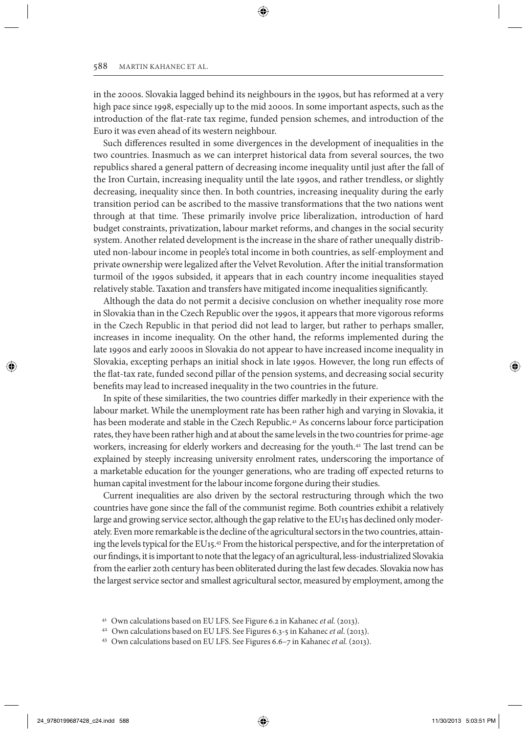in the 2000s. Slovakia lagged behind its neighbours in the 1990s, but has reformed at a very high pace since 1998, especially up to the mid 2000s. In some important aspects, such as the introduction of the flat-rate tax regime, funded pension schemes, and introduction of the Euro it was even ahead of its western neighbour.

Such differences resulted in some divergences in the development of inequalities in the two countries. Inasmuch as we can interpret historical data from several sources, the two republics shared a general pattern of decreasing income inequality until just after the fall of the Iron Curtain, increasing inequality until the late 1990s, and rather trendless, or slightly decreasing, inequality since then. In both countries, increasing inequality during the early transition period can be ascribed to the massive transformations that the two nations went through at that time. These primarily involve price liberalization, introduction of hard budget constraints, privatization, labour market reforms, and changes in the social security system. Another related development is the increase in the share of rather unequally distributed non-labour income in people's total income in both countries, as self-employment and private ownership were legalized after the Velvet Revolution. After the initial transformation turmoil of the 1990s subsided, it appears that in each country income inequalities stayed relatively stable. Taxation and transfers have mitigated income inequalities significantly.

Although the data do not permit a decisive conclusion on whether inequality rose more in Slovakia than in the Czech Republic over the 1990s, it appears that more vigorous reforms in the Czech Republic in that period did not lead to larger, but rather to perhaps smaller, increases in income inequality. On the other hand, the reforms implemented during the late 1990s and early 2000s in Slovakia do not appear to have increased income inequality in Slovakia, excepting perhaps an initial shock in late 1990s. However, the long run effects of the flat-tax rate, funded second pillar of the pension systems, and decreasing social security benefits may lead to increased inequality in the two countries in the future.

In spite of these similarities, the two countries differ markedly in their experience with the labour market. While the unemployment rate has been rather high and varying in Slovakia, it has been moderate and stable in the Czech Republic.[41] As concerns labour force participation rates, they have been rather high and at about the same levels in the two countries for prime-age workers, increasing for elderly workers and decreasing for the youth.[42] The last trend can be explained by steeply increasing university enrolment rates, underscoring the importance of a marketable education for the younger generations, who are trading off expected returns to human capital investment for the labour income forgone during their studies.

Current inequalities are also driven by the sectoral restructuring through which the two countries have gone since the fall of the communist regime. Both countries exhibit a relatively large and growing service sector, although the gap relative to the EU15 has declined only moderately. Even more remarkable is the decline of the agricultural sectors in the two countries, attaining the levels typical for the EU15.[43] From the historical perspective, and for the interpretation of our findings, it is important to note that the legacy of an agricultural, less-industrialized Slovakia from the earlier 20th century has been obliterated during the last few decades. Slovakia now has the largest service sector and smallest agricultural sector, measured by employment, among the

[41] Own calculations based on EU LFS. See Figure 6.2 in Kahanec *et al.* (2013).

[42] Own calculations based on EU LFS. See Figures 6.3-5 in Kahanec *et al.* (2013).

[43] Own calculations based on EU LFS. See Figures 6.6–7 in Kahanec *et al.* (2013).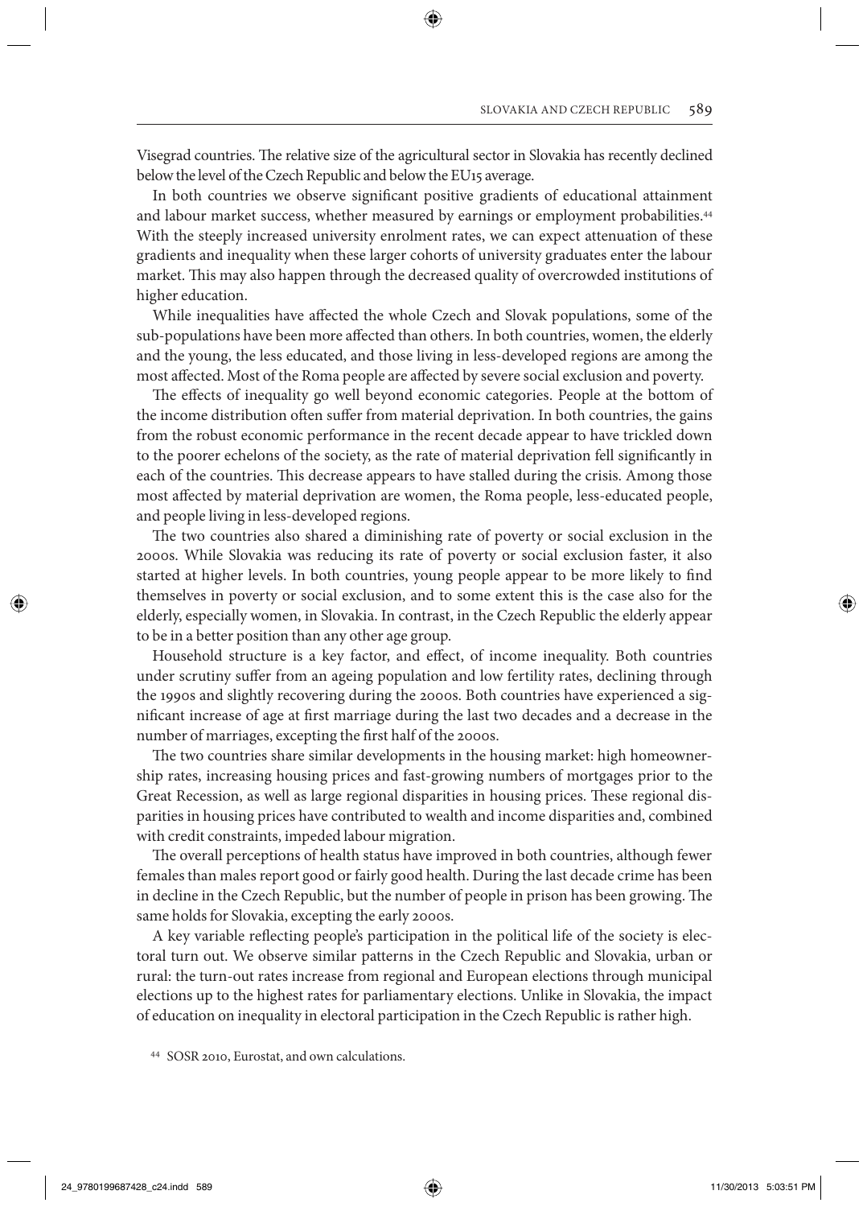Visegrad countries. The relative size of the agricultural sector in Slovakia has recently declined below the level of the Czech Republic and below the EU15 average.

In both countries we observe significant positive gradients of educational attainment and labour market success, whether measured by earnings or employment probabilities.[44] With the steeply increased university enrolment rates, we can expect attenuation of these gradients and inequality when these larger cohorts of university graduates enter the labour market. This may also happen through the decreased quality of overcrowded institutions of higher education.

While inequalities have affected the whole Czech and Slovak populations, some of the sub-populations have been more affected than others. In both countries, women, the elderly and the young, the less educated, and those living in less-developed regions are among the most affected. Most of the Roma people are affected by severe social exclusion and poverty.

The effects of inequality go well beyond economic categories. People at the bottom of the income distribution often suffer from material deprivation. In both countries, the gains from the robust economic performance in the recent decade appear to have trickled down to the poorer echelons of the society, as the rate of material deprivation fell significantly in each of the countries. This decrease appears to have stalled during the crisis. Among those most affected by material deprivation are women, the Roma people, less-educated people, and people living in less-developed regions.

The two countries also shared a diminishing rate of poverty or social exclusion in the 2000s. While Slovakia was reducing its rate of poverty or social exclusion faster, it also started at higher levels. In both countries, young people appear to be more likely to find themselves in poverty or social exclusion, and to some extent this is the case also for the elderly, especially women, in Slovakia. In contrast, in the Czech Republic the elderly appear to be in a better position than any other age group.

Household structure is a key factor, and effect, of income inequality. Both countries under scrutiny suffer from an ageing population and low fertility rates, declining through the 1990s and slightly recovering during the 2000s. Both countries have experienced a significant increase of age at first marriage during the last two decades and a decrease in the number of marriages, excepting the first half of the 2000s.

The two countries share similar developments in the housing market: high homeownership rates, increasing housing prices and fast-growing numbers of mortgages prior to the Great Recession, as well as large regional disparities in housing prices. These regional disparities in housing prices have contributed to wealth and income disparities and, combined with credit constraints, impeded labour migration.

The overall perceptions of health status have improved in both countries, although fewer females than males report good or fairly good health. During the last decade crime has been in decline in the Czech Republic, but the number of people in prison has been growing. The same holds for Slovakia, excepting the early 2000s.

A key variable reflecting people's participation in the political life of the society is electoral turn out. We observe similar patterns in the Czech Republic and Slovakia, urban or rural: the turn-out rates increase from regional and European elections through municipal elections up to the highest rates for parliamentary elections. Unlike in Slovakia, the impact of education on inequality in electoral participation in the Czech Republic is rather high.

[44] SOSR 2010, Eurostat, and own calculations.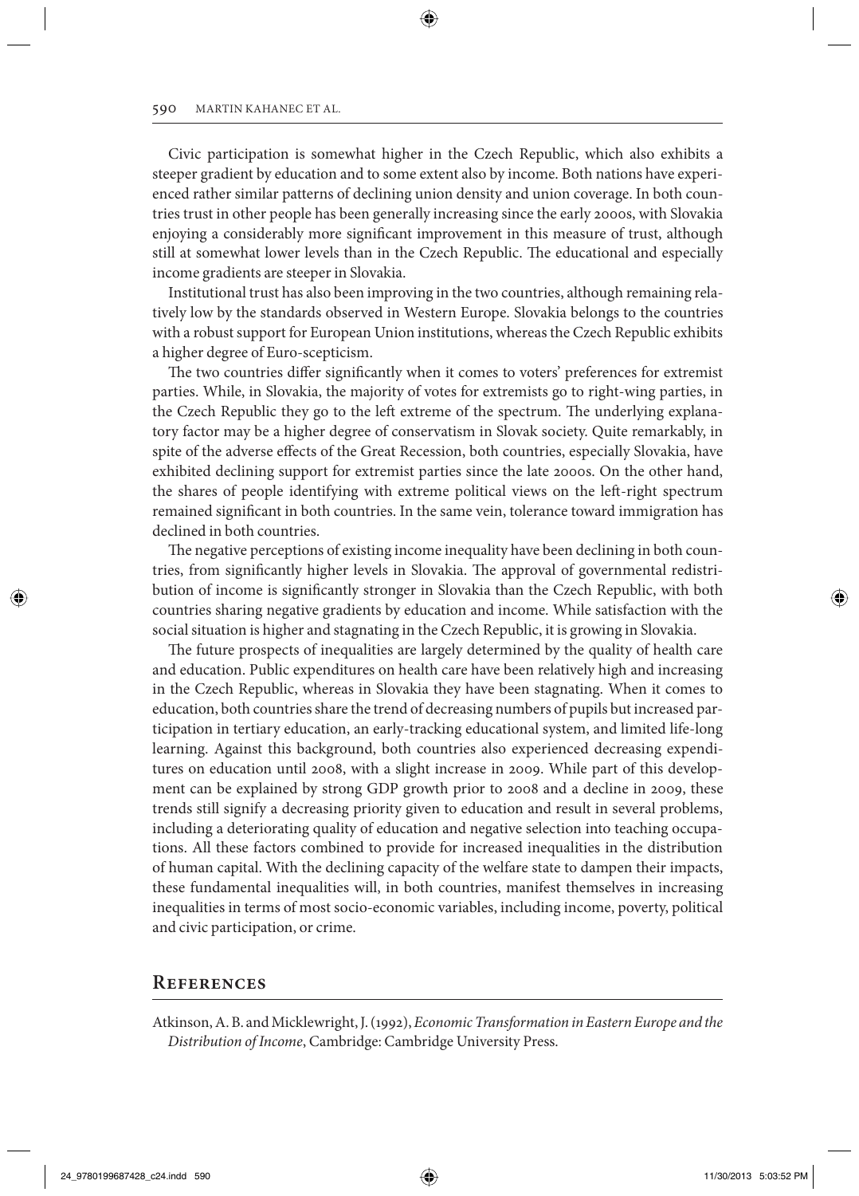Civic participation is somewhat higher in the Czech Republic, which also exhibits a steeper gradient by education and to some extent also by income. Both nations have experienced rather similar patterns of declining union density and union coverage. In both countries trust in other people has been generally increasing since the early 2000s, with Slovakia enjoying a considerably more significant improvement in this measure of trust, although still at somewhat lower levels than in the Czech Republic. The educational and especially income gradients are steeper in Slovakia.

Institutional trust has also been improving in the two countries, although remaining relatively low by the standards observed in Western Europe. Slovakia belongs to the countries with a robust support for European Union institutions, whereas the Czech Republic exhibits a higher degree of Euro-scepticism.

The two countries differ significantly when it comes to voters' preferences for extremist parties. While, in Slovakia, the majority of votes for extremists go to right-wing parties, in the Czech Republic they go to the left extreme of the spectrum. The underlying explanatory factor may be a higher degree of conservatism in Slovak society. Quite remarkably, in spite of the adverse effects of the Great Recession, both countries, especially Slovakia, have exhibited declining support for extremist parties since the late 2000s. On the other hand, the shares of people identifying with extreme political views on the left-right spectrum remained significant in both countries. In the same vein, tolerance toward immigration has declined in both countries.

The negative perceptions of existing income inequality have been declining in both countries, from significantly higher levels in Slovakia. The approval of governmental redistribution of income is significantly stronger in Slovakia than the Czech Republic, with both countries sharing negative gradients by education and income. While satisfaction with the social situation is higher and stagnating in the Czech Republic, it is growing in Slovakia.

The future prospects of inequalities are largely determined by the quality of health care and education. Public expenditures on health care have been relatively high and increasing in the Czech Republic, whereas in Slovakia they have been stagnating. When it comes to education, both countries share the trend of decreasing numbers of pupils but increased participation in tertiary education, an early-tracking educational system, and limited life-long learning. Against this background, both countries also experienced decreasing expenditures on education until 2008, with a slight increase in 2009. While part of this development can be explained by strong GDP growth prior to 2008 and a decline in 2009, these trends still signify a decreasing priority given to education and result in several problems, including a deteriorating quality of education and negative selection into teaching occupations. All these factors combined to provide for increased inequalities in the distribution of human capital. With the declining capacity of the welfare state to dampen their impacts, these fundamental inequalities will, in both countries, manifest themselves in increasing inequalities in terms of most socio-economic variables, including income, poverty, political and civic participation, or crime.

## References

Atkinson, A. B. and Micklewright, J. (1992), *Economic Transformation in Eastern Europe and the Distribution of Income*, Cambridge: Cambridge University Press.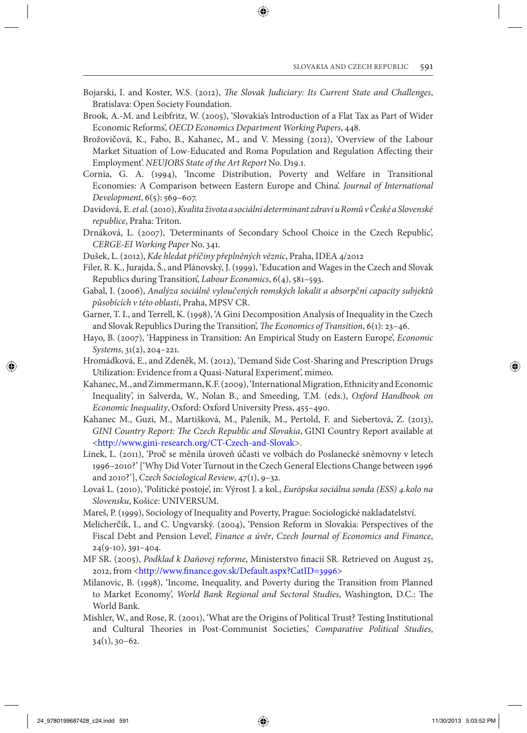Bojarski, I. and Koster, W.S. (2012), *The Slovak Judiciary: Its Current State and Challenges*, Bratislava: Open Society Foundation.

Brook, A.-M. and Leibfritz, W. (2005), 'Slovakia's Introduction of a Flat Tax as Part of Wider Economic Reforms', *OECD Economics Department Working Papers*, 448.

Brožovičová, K., Fabo, B., Kahanec, M., and V. Messing (2012), 'Overview of the Labour Market Situation of Low-Educated and Roma Population and Regulation Affecting their Employment'. *NEUJOBS State of the Art Report* No. D19.1.

Cornia, G. A. (1994), 'Income Distribution, Poverty and Welfare in Transitional Economies: A Comparison between Eastern Europe and China'. *Journal of International Development*, 6(5): 569–607.

Davidová, E. *et al.* (2010), *Kvalita života a sociální determinant zdraví u Romů v České a Slovenské republice*, Praha: Triton.

Drnáková, L. (2007), 'Determinants of Secondary School Choice in the Czech Republic', *CERGE-EI Working Paper* No. 341.

Dušek, L. (2012), *Kde hledat příčiny přeplněných věznic*, Praha, IDEA 4/2012

Filer, R. K., Jurajda, Š., and Plánovský, J. (1999), 'Education and Wages in the Czech and Slovak Republics during Transition', *Labour Economics*, 6(4), 581–593.

Gabal, I. (2006), *Analýza sociálně vyloučených romských lokalit a absorpční capacity subjektů působících v této oblasti*, Praha, MPSV CR.

Garner, T. I., and Terrell, K. (1998), 'A Gini Decomposition Analysis of Inequality in the Czech and Slovak Republics During the Transition', *The Economics of Transition*, 6(1): 23–46.

Hayo, B. (2007), 'Happiness in Transition: An Empirical Study on Eastern Europe', *Economic Systems*, 31(2), 204–221.

Hromádková, E., and Zdeněk, M. (2012), 'Demand Side Cost-Sharing and Prescription Drugs Utilization: Evidence from a Quasi-Natural Experiment', mimeo.

Kahanec, M., and Zimmermann, K.F. (2009), 'International Migration, Ethnicity and Economic Inequality', in Salverda, W., Nolan B., and Smeeding, T.M. (eds.), *Oxford Handbook on Economic Inequality*, Oxford: Oxford University Press, 455–490.

Kahanec M., Guzi, M., Martišková, M., Paleník, M., Pertold, F. and Siebertová, Z. (2013), *GINI Country Report: The Czech Republic and Slovakia*, GINI Country Report available at <http://www.gini-research.org/CT-Czech-and-Slovak>.

Linek, L. (2011), 'Proč se měnila úroveň účasti ve volbách do Poslanecké sněmovny v letech 1996–2010?' ['Why Did Voter Turnout in the Czech General Elections Change between 1996 and 2010?'], *Czech Sociological Review*, 47(1), 9–32.

Lovaš L. (2010), 'Politické postoje', in: Výrost J. a kol., *Európska sociálna sonda (ESS) 4.kolo na Slovensku*, Košice: UNIVERSUM.

Mareš, P. (1999), Sociology of Inequality and Poverty, Prague: Sociologické nakladatelství.

Melicherčík, I., and C. Ungvarský. (2004), 'Pension Reform in Slovakia: Perspectives of the Fiscal Debt and Pension Level', *Finance a úvěr*, *Czech Journal of Economics and Finance*, 24(9-10), 391–404.

MF SR. (2005), *Podklad k Daňovej reforme*, Ministerstvo finací SR. Retrieved on August 25, 2012, from <http://www.finance.gov.sk/Default.aspx?CatID=3996>

Milanovic, B. (1998), 'Income, Inequality, and Poverty during the Transition from Planned to Market Economy', *World Bank Regional and Sectoral Studies*, Washington, D.C.: The World Bank.

Mishler, W., and Rose, R. (2001), 'What are the Origins of Political Trust? Testing Institutional and Cultural Theories in Post-Communist Societies,' *Comparative Political Studies*, 34(1), 30–62.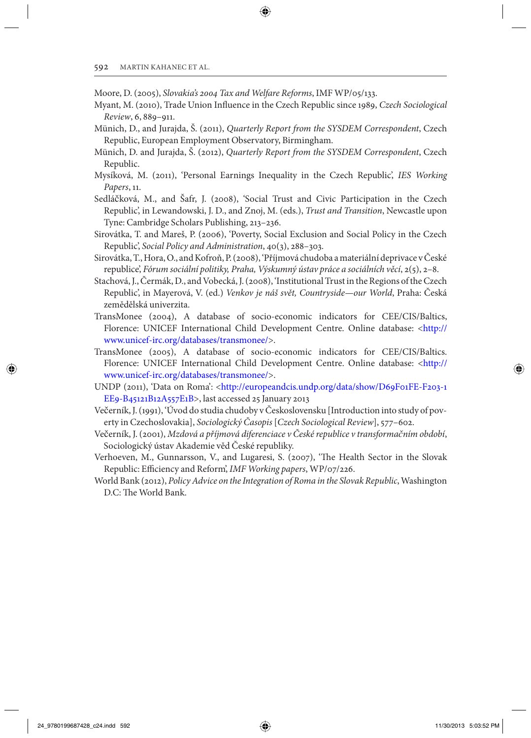Moore, D. (2005), *Slovakia's 2004 Tax and Welfare Reforms*, IMF WP/05/133.

Myant, M. (2010), Trade Union Influence in the Czech Republic since 1989, *Czech Sociological Review*, 6, 889–911.

Münich, D., and Jurajda, Š. (2011), *Quarterly Report from the SYSDEM Correspondent*, Czech Republic, European Employment Observatory, Birmingham.

Münich, D. and Jurajda, Š. (2012), *Quarterly Report from the SYSDEM Correspondent*, Czech Republic.

Mysíková, M. (2011), 'Personal Earnings Inequality in the Czech Republic', *IES Working Papers*, 11.

Sedláčková, M., and Šafr, J. (2008), 'Social Trust and Civic Participation in the Czech Republic', in Lewandowski, J. D., and Znoj, M. (eds.), *Trust and Transition*, Newcastle upon Tyne: Cambridge Scholars Publishing, 213–236.

Sirovátka, T. and Mareš, P. (2006), 'Poverty, Social Exclusion and Social Policy in the Czech Republic', *Social Policy and Administration*, 40(3), 288–303.

Sirovátka, T., Hora, O., and Kofroň, P. (2008), 'Příjmová chudoba a materiální deprivace v České republice', *Fórum sociální politiky, Praha, Výskumný ústav práce a sociálních věcí*, 2(5), 2–8.

Stachová, J., Čermák, D., and Vobecká, J. (2008), 'Institutional Trust in the Regions of the Czech Republic', in Mayerová, V. (ed.) *Venkov je náš svět, Countryside—our World*, Praha: Česká zemědělská univerzita.

TransMonee (2004), A database of socio-economic indicators for CEE/CIS/Baltics, Florence: UNICEF International Child Development Centre. Online database: <http://www.unicef-irc.org/databases/transmonee/>.

TransMonee (2005), A database of socio-economic indicators for CEE/CIS/Baltics. Florence: UNICEF International Child Development Centre. Online database: <http://www.unicef-irc.org/databases/transmonee/>.

UNDP (2011), 'Data on Roma': <http://europeandcis.undp.org/data/show/D69F01FE-F203-1EE9-B45121B12A557E1B>, last accessed 25 January 2013

Večerník, J. (1991), 'Úvod do studia chudoby v Československu [Introduction into study of poverty in Czechoslovakia], *Sociologický Časopis* [*Czech Sociological Review*], 577–602.

Večerník, J. (2001), *Mzdová a příjmová diferenciace v České republice v transformačním období*, Sociologický ústav Akademie věd České republiky.

Verhoeven, M., Gunnarsson, V., and Lugaresi, S. (2007), 'The Health Sector in the Slovak Republic: Efficiency and Reform', *IMF Working papers*, WP/07/226.

World Bank (2012), *Policy Advice on the Integration of Roma in the Slovak Republic*, Washington D.C: The World Bank.